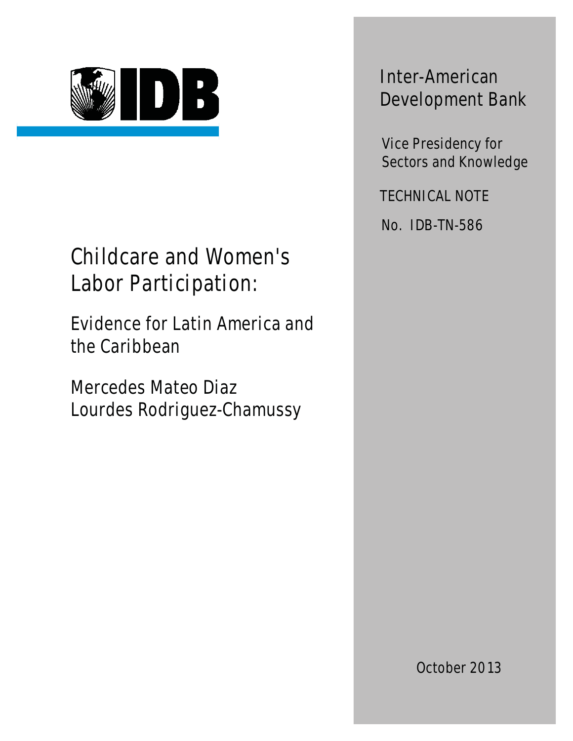IDB

Inter-American Development Bank

Vice Presidency for Sectors and Knowledge

TECHNICAL NOTE

No. IDB-TN-586

# Childcare and Women's Labor Participation:

## Evidence for Latin America and the Caribbean

Mercedes Mateo Diaz
Lourdes Rodriguez-Chamussy

October 2013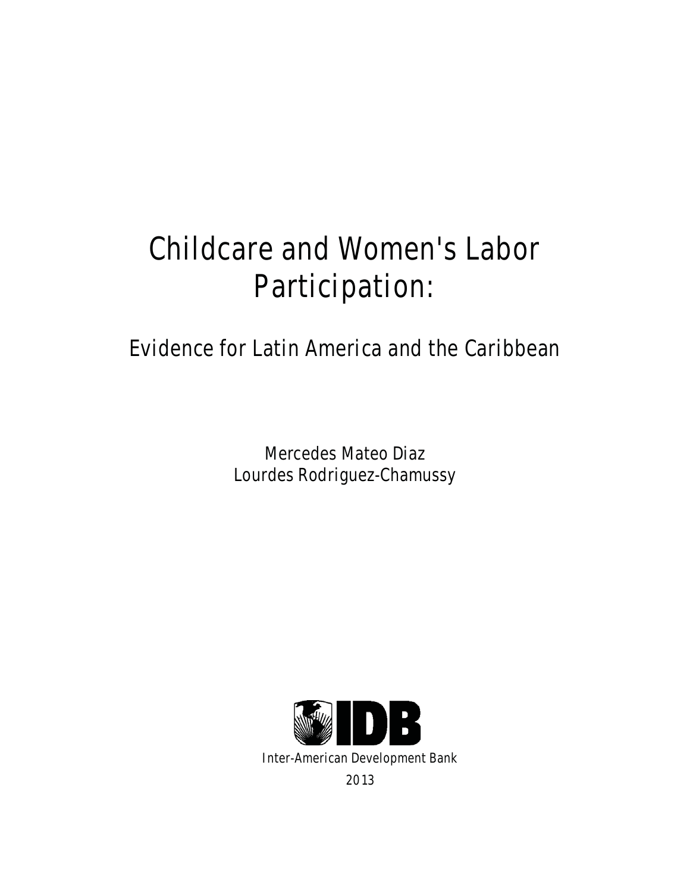# Childcare and Women's Labor Participation:

## Evidence for Latin America and the Caribbean

Mercedes Mateo Diaz
Lourdes Rodriguez-Chamussy

Inter-American Development Bank

2013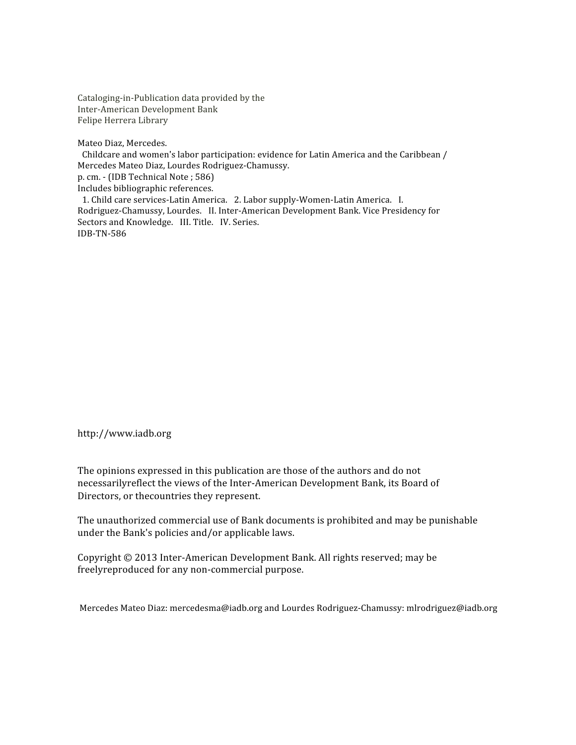Cataloging-in-Publication data provided by the
Inter-American Development Bank
Felipe Herrera Library

Mateo Diaz, Mercedes.
Childcare and women's labor participation: evidence for Latin America and the Caribbean / Mercedes Mateo Diaz, Lourdes Rodriguez-Chamussy.
p. cm. - (IDB Technical Note ; 586)
Includes bibliographic references.
1. Child care services-Latin America. 2. Labor supply-Women-Latin America. I. Rodriguez-Chamussy, Lourdes. II. Inter-American Development Bank. Vice Presidency for Sectors and Knowledge. III. Title. IV. Series.
IDB-TN-586

http://www.iadb.org

The opinions expressed in this publication are those of the authors and do not necessarilyreflect the views of the Inter-American Development Bank, its Board of Directors, or thecountries they represent.

The unauthorized commercial use of Bank documents is prohibited and may be punishable under the Bank's policies and/or applicable laws.

Copyright © 2013 Inter-American Development Bank. All rights reserved; may be freelyreproduced for any non-commercial purpose.

Mercedes Mateo Diaz: mercedesma@iadb.org and Lourdes Rodriguez-Chamussy: mlrodriguez@iadb.org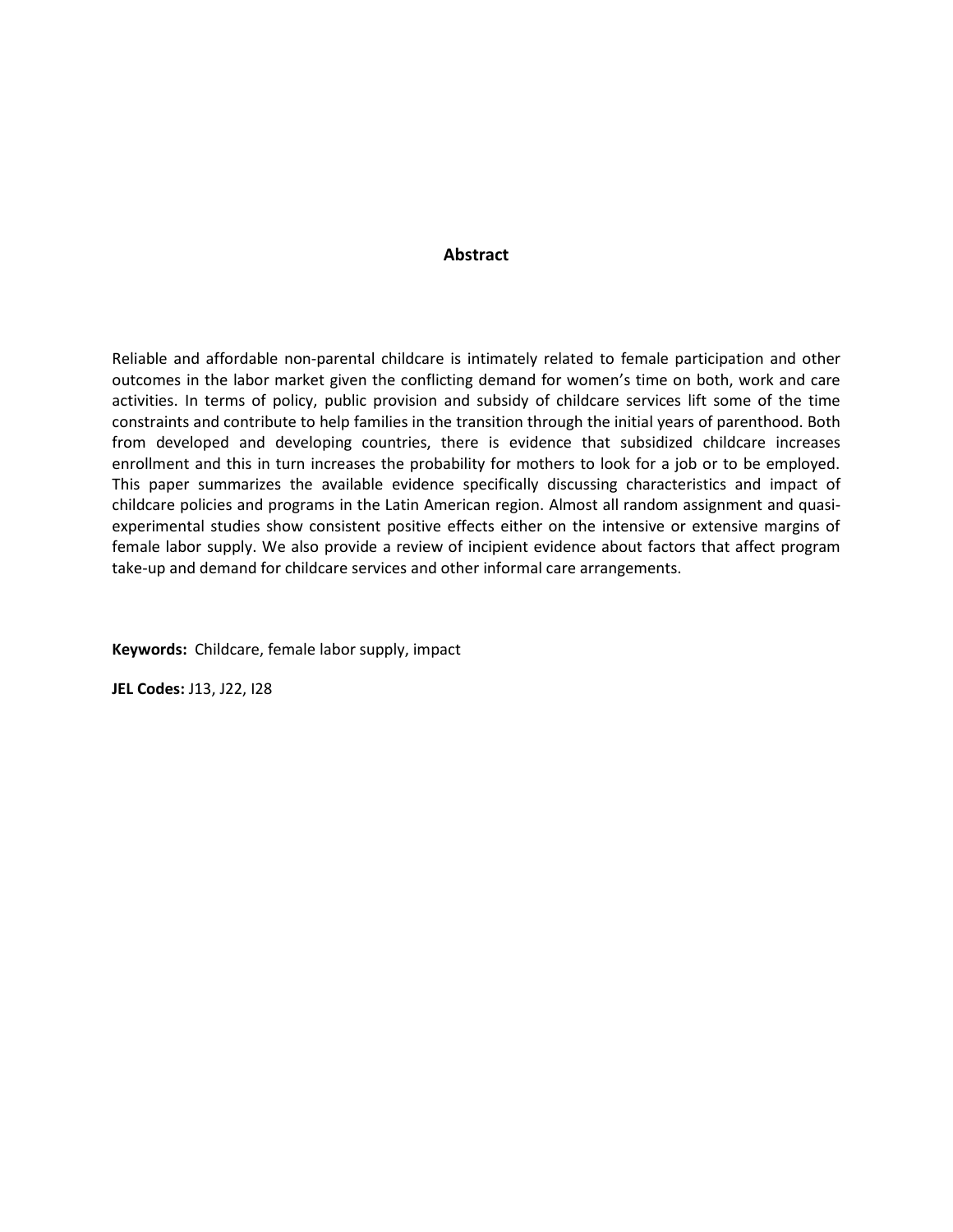## Abstract

Reliable and affordable non-parental childcare is intimately related to female participation and other outcomes in the labor market given the conflicting demand for women's time on both, work and care activities. In terms of policy, public provision and subsidy of childcare services lift some of the time constraints and contribute to help families in the transition through the initial years of parenthood. Both from developed and developing countries, there is evidence that subsidized childcare increases enrollment and this in turn increases the probability for mothers to look for a job or to be employed. This paper summarizes the available evidence specifically discussing characteristics and impact of childcare policies and programs in the Latin American region. Almost all random assignment and quasi-experimental studies show consistent positive effects either on the intensive or extensive margins of female labor supply. We also provide a review of incipient evidence about factors that affect program take-up and demand for childcare services and other informal care arrangements.

**Keywords:** Childcare, female labor supply, impact

**JEL Codes:** J13, J22, I28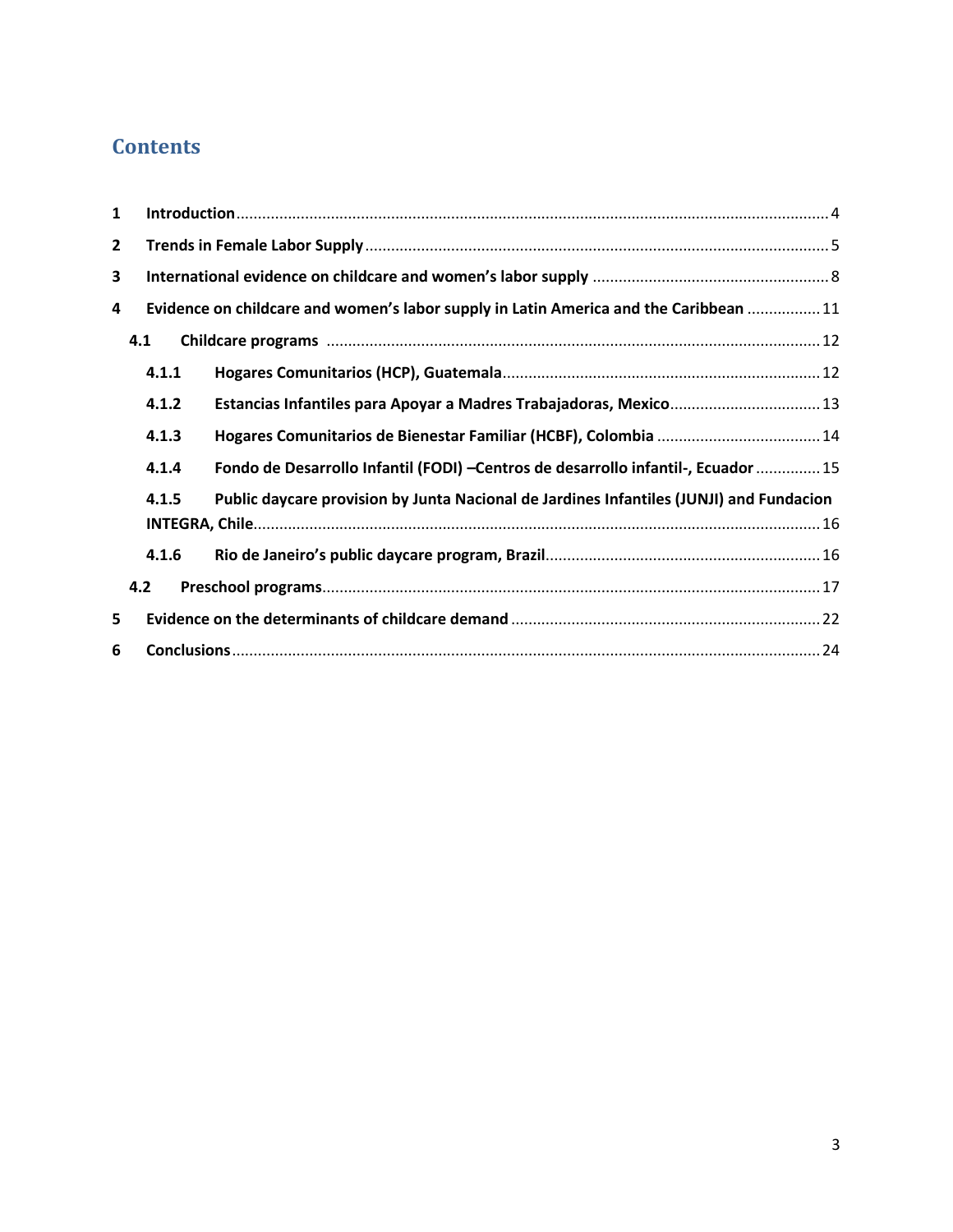# Contents

1 Introduction .......... 4

2 Trends in Female Labor Supply .......... 5

3 International evidence on childcare and women's labor supply .......... 8

4 Evidence on childcare and women's labor supply in Latin America and the Caribbean .......... 11

4.1 Childcare programs .......... 12

4.1.1 Hogares Comunitarios (HCP), Guatemala .......... 12

4.1.2 Estancias Infantiles para Apoyar a Madres Trabajadoras, Mexico .......... 13

4.1.3 Hogares Comunitarios de Bienestar Familiar (HCBF), Colombia .......... 14

4.1.4 Fondo de Desarrollo Infantil (FODI) –Centros de desarrollo infantil-, Ecuador .......... 15

4.1.5 Public daycare provision by Junta Nacional de Jardines Infantiles (JUNJI) and Fundacion INTEGRA, Chile .......... 16

4.1.6 Rio de Janeiro's public daycare program, Brazil .......... 16

4.2 Preschool programs .......... 17

5 Evidence on the determinants of childcare demand .......... 22

6 Conclusions .......... 24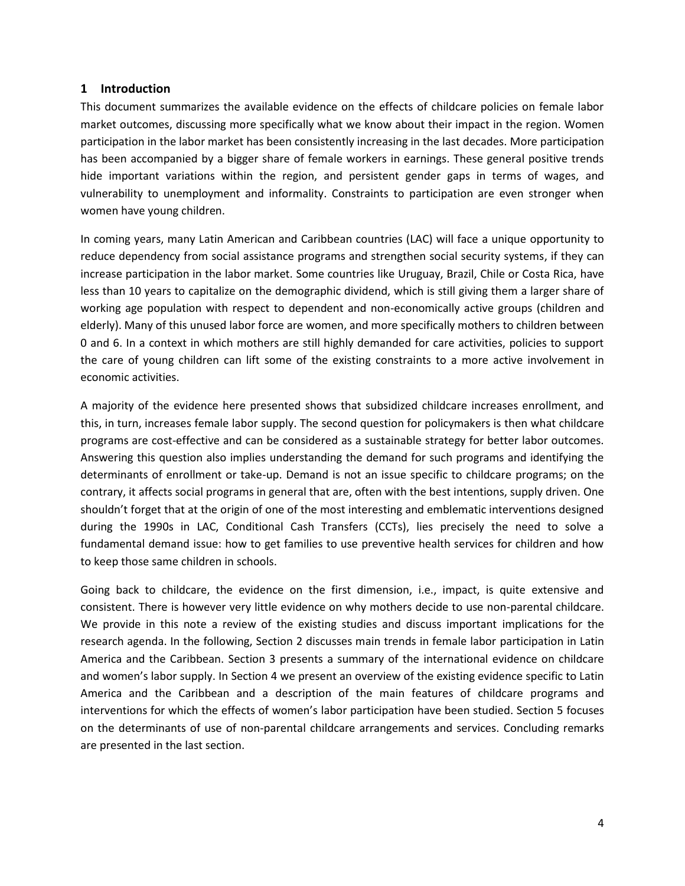## 1 Introduction

This document summarizes the available evidence on the effects of childcare policies on female labor market outcomes, discussing more specifically what we know about their impact in the region. Women participation in the labor market has been consistently increasing in the last decades. More participation has been accompanied by a bigger share of female workers in earnings. These general positive trends hide important variations within the region, and persistent gender gaps in terms of wages, and vulnerability to unemployment and informality. Constraints to participation are even stronger when women have young children.

In coming years, many Latin American and Caribbean countries (LAC) will face a unique opportunity to reduce dependency from social assistance programs and strengthen social security systems, if they can increase participation in the labor market. Some countries like Uruguay, Brazil, Chile or Costa Rica, have less than 10 years to capitalize on the demographic dividend, which is still giving them a larger share of working age population with respect to dependent and non-economically active groups (children and elderly). Many of this unused labor force are women, and more specifically mothers to children between 0 and 6. In a context in which mothers are still highly demanded for care activities, policies to support the care of young children can lift some of the existing constraints to a more active involvement in economic activities.

A majority of the evidence here presented shows that subsidized childcare increases enrollment, and this, in turn, increases female labor supply. The second question for policymakers is then what childcare programs are cost-effective and can be considered as a sustainable strategy for better labor outcomes. Answering this question also implies understanding the demand for such programs and identifying the determinants of enrollment or take-up. Demand is not an issue specific to childcare programs; on the contrary, it affects social programs in general that are, often with the best intentions, supply driven. One shouldn't forget that at the origin of one of the most interesting and emblematic interventions designed during the 1990s in LAC, Conditional Cash Transfers (CCTs), lies precisely the need to solve a fundamental demand issue: how to get families to use preventive health services for children and how to keep those same children in schools.

Going back to childcare, the evidence on the first dimension, i.e., impact, is quite extensive and consistent. There is however very little evidence on why mothers decide to use non-parental childcare. We provide in this note a review of the existing studies and discuss important implications for the research agenda. In the following, Section 2 discusses main trends in female labor participation in Latin America and the Caribbean. Section 3 presents a summary of the international evidence on childcare and women's labor supply. In Section 4 we present an overview of the existing evidence specific to Latin America and the Caribbean and a description of the main features of childcare programs and interventions for which the effects of women's labor participation have been studied. Section 5 focuses on the determinants of use of non-parental childcare arrangements and services. Concluding remarks are presented in the last section.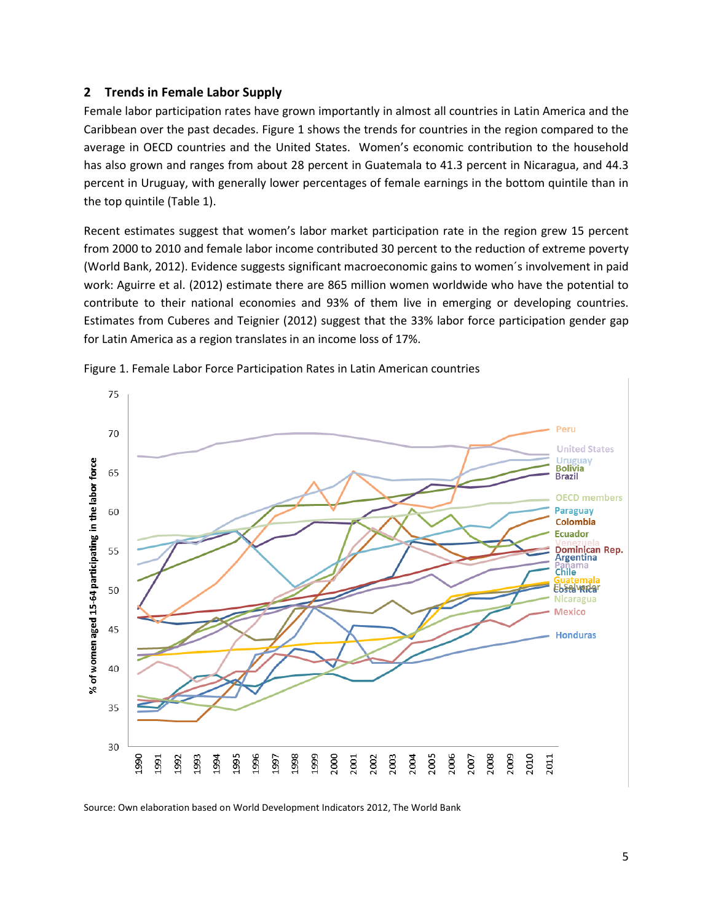## 2 Trends in Female Labor Supply

Female labor participation rates have grown importantly in almost all countries in Latin America and the Caribbean over the past decades. Figure 1 shows the trends for countries in the region compared to the average in OECD countries and the United States. Women's economic contribution to the household has also grown and ranges from about 28 percent in Guatemala to 41.3 percent in Nicaragua, and 44.3 percent in Uruguay, with generally lower percentages of female earnings in the bottom quintile than in the top quintile (Table 1).

Recent estimates suggest that women's labor market participation rate in the region grew 15 percent from 2000 to 2010 and female labor income contributed 30 percent to the reduction of extreme poverty (World Bank, 2012). Evidence suggests significant macroeconomic gains to women´s involvement in paid work: Aguirre et al. (2012) estimate there are 865 million women worldwide who have the potential to contribute to their national economies and 93% of them live in emerging or developing countries. Estimates from Cuberes and Teignier (2012) suggest that the 33% labor force participation gender gap for Latin America as a region translates in an income loss of 17%.

Figure 1. Female Labor Force Participation Rates in Latin American countries

Source: Own elaboration based on World Development Indicators 2012, The World Bank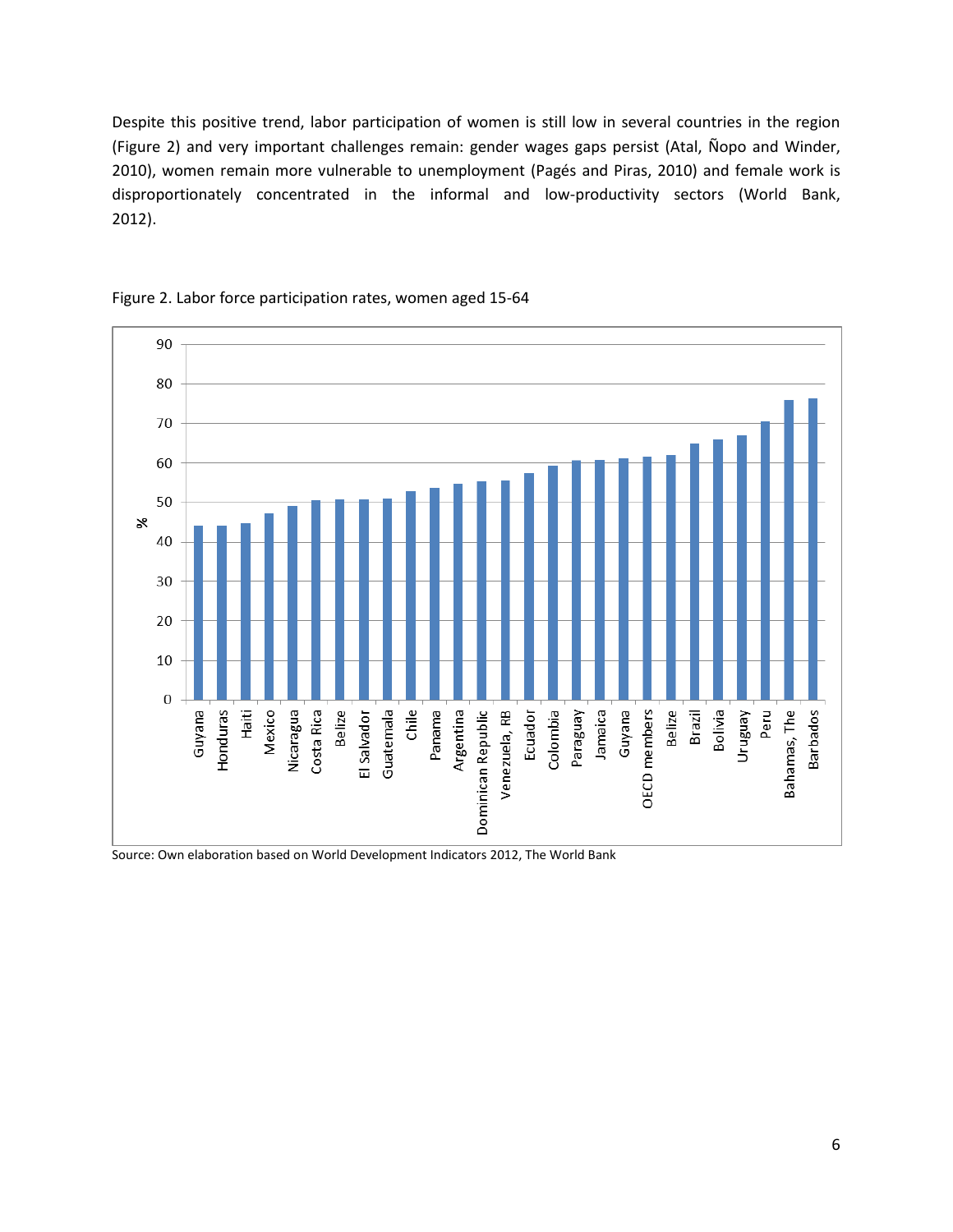Despite this positive trend, labor participation of women is still low in several countries in the region (Figure 2) and very important challenges remain: gender wages gaps persist (Atal, Ñopo and Winder, 2010), women remain more vulnerable to unemployment (Pagés and Piras, 2010) and female work is disproportionately concentrated in the informal and low-productivity sectors (World Bank, 2012).

Figure 2. Labor force participation rates, women aged 15-64

Source: Own elaboration based on World Development Indicators 2012, The World Bank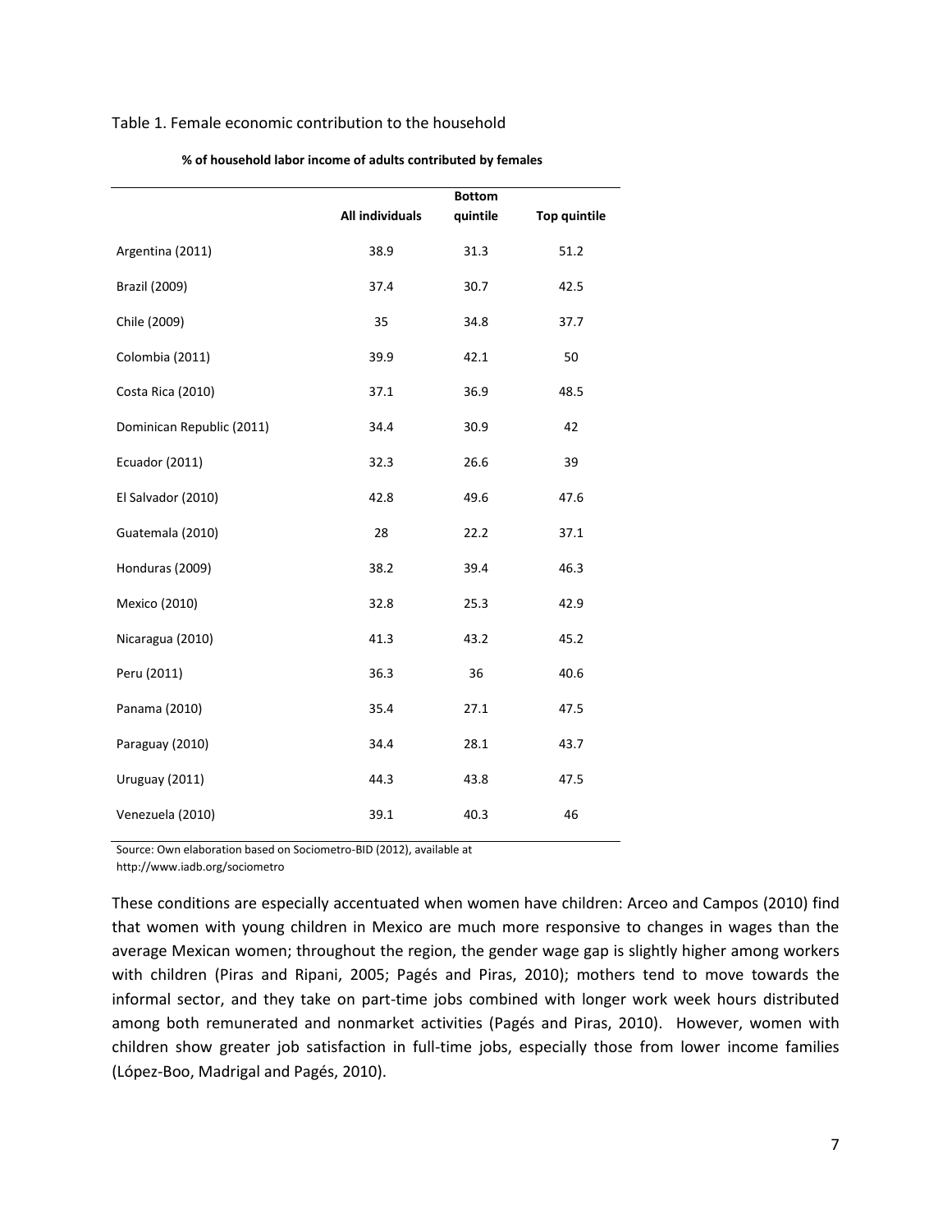Table 1. Female economic contribution to the household

**% of household labor income of adults contributed by females**

| | All individuals | Bottom quintile | Top quintile |
|---|---|---|---|
| Argentina (2011) | 38.9 | 31.3 | 51.2 |
| Brazil (2009) | 37.4 | 30.7 | 42.5 |
| Chile (2009) | 35 | 34.8 | 37.7 |
| Colombia (2011) | 39.9 | 42.1 | 50 |
| Costa Rica (2010) | 37.1 | 36.9 | 48.5 |
| Dominican Republic (2011) | 34.4 | 30.9 | 42 |
| Ecuador (2011) | 32.3 | 26.6 | 39 |
| El Salvador (2010) | 42.8 | 49.6 | 47.6 |
| Guatemala (2010) | 28 | 22.2 | 37.1 |
| Honduras (2009) | 38.2 | 39.4 | 46.3 |
| Mexico (2010) | 32.8 | 25.3 | 42.9 |
| Nicaragua (2010) | 41.3 | 43.2 | 45.2 |
| Peru (2011) | 36.3 | 36 | 40.6 |
| Panama (2010) | 35.4 | 27.1 | 47.5 |
| Paraguay (2010) | 34.4 | 28.1 | 43.7 |
| Uruguay (2011) | 44.3 | 43.8 | 47.5 |
| Venezuela (2010) | 39.1 | 40.3 | 46 |

Source: Own elaboration based on Sociometro-BID (2012), available at http://www.iadb.org/sociometro

These conditions are especially accentuated when women have children: Arceo and Campos (2010) find that women with young children in Mexico are much more responsive to changes in wages than the average Mexican women; throughout the region, the gender wage gap is slightly higher among workers with children (Piras and Ripani, 2005; Pagés and Piras, 2010); mothers tend to move towards the informal sector, and they take on part-time jobs combined with longer work week hours distributed among both remunerated and nonmarket activities (Pagés and Piras, 2010). However, women with children show greater job satisfaction in full-time jobs, especially those from lower income families (López-Boo, Madrigal and Pagés, 2010).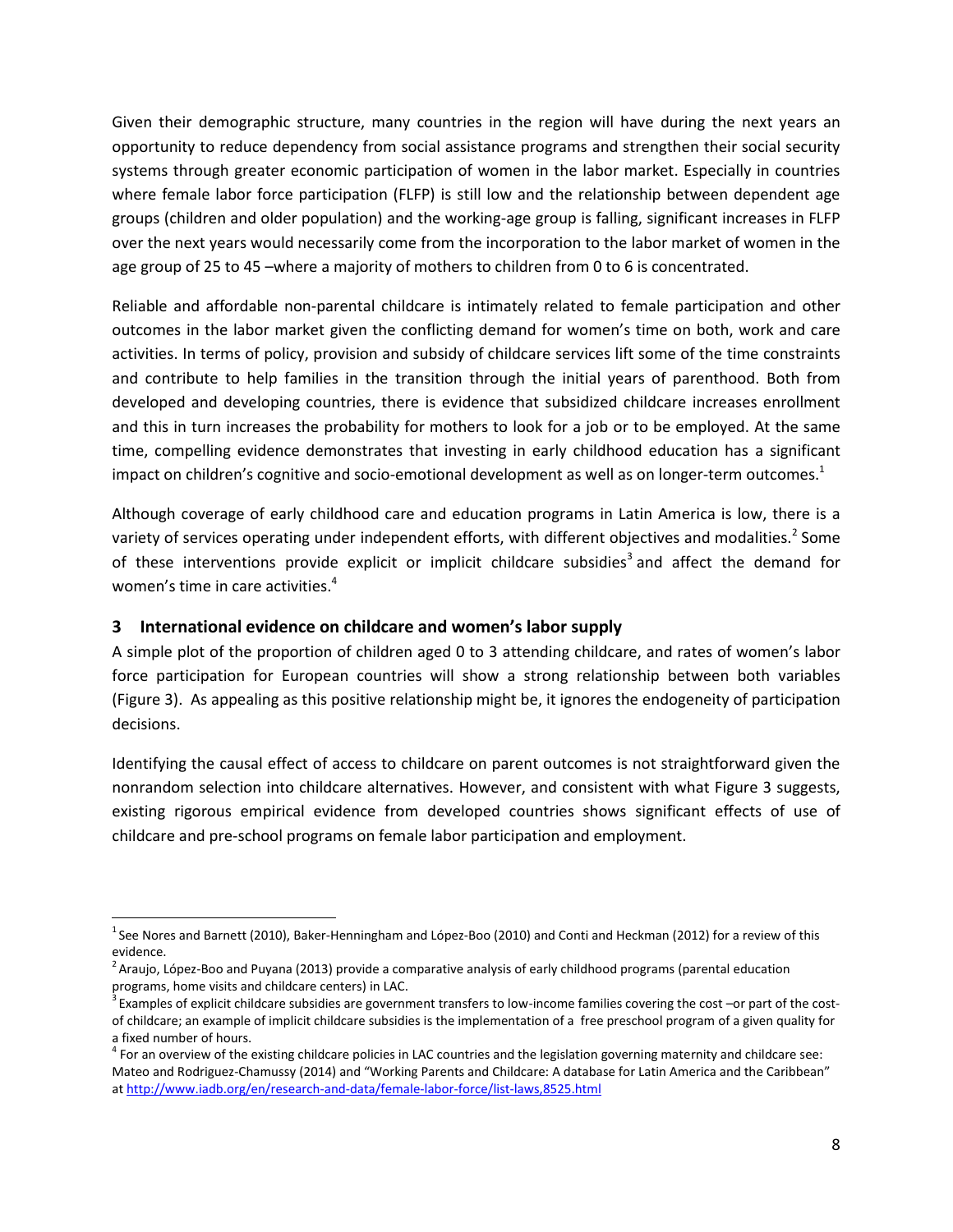Given their demographic structure, many countries in the region will have during the next years an opportunity to reduce dependency from social assistance programs and strengthen their social security systems through greater economic participation of women in the labor market. Especially in countries where female labor force participation (FLFP) is still low and the relationship between dependent age groups (children and older population) and the working-age group is falling, significant increases in FLFP over the next years would necessarily come from the incorporation to the labor market of women in the age group of 25 to 45 –where a majority of mothers to children from 0 to 6 is concentrated.

Reliable and affordable non-parental childcare is intimately related to female participation and other outcomes in the labor market given the conflicting demand for women's time on both, work and care activities. In terms of policy, provision and subsidy of childcare services lift some of the time constraints and contribute to help families in the transition through the initial years of parenthood. Both from developed and developing countries, there is evidence that subsidized childcare increases enrollment and this in turn increases the probability for mothers to look for a job or to be employed. At the same time, compelling evidence demonstrates that investing in early childhood education has a significant impact on children's cognitive and socio-emotional development as well as on longer-term outcomes.[1]

Although coverage of early childhood care and education programs in Latin America is low, there is a variety of services operating under independent efforts, with different objectives and modalities.[2] Some of these interventions provide explicit or implicit childcare subsidies[3] and affect the demand for women's time in care activities.[4]

## 3 International evidence on childcare and women's labor supply

A simple plot of the proportion of children aged 0 to 3 attending childcare, and rates of women's labor force participation for European countries will show a strong relationship between both variables (Figure 3). As appealing as this positive relationship might be, it ignores the endogeneity of participation decisions.

Identifying the causal effect of access to childcare on parent outcomes is not straightforward given the nonrandom selection into childcare alternatives. However, and consistent with what Figure 3 suggests, existing rigorous empirical evidence from developed countries shows significant effects of use of childcare and pre-school programs on female labor participation and employment.

---

[1] See Nores and Barnett (2010), Baker-Henningham and López-Boo (2010) and Conti and Heckman (2012) for a review of this evidence.

[2] Araujo, López-Boo and Puyana (2013) provide a comparative analysis of early childhood programs (parental education programs, home visits and childcare centers) in LAC.

[3] Examples of explicit childcare subsidies are government transfers to low-income families covering the cost –or part of the cost- of childcare; an example of implicit childcare subsidies is the implementation of a free preschool program of a given quality for a fixed number of hours.

[4] For an overview of the existing childcare policies in LAC countries and the legislation governing maternity and childcare see: Mateo and Rodriguez-Chamussy (2014) and "Working Parents and Childcare: A database for Latin America and the Caribbean" at http://www.iadb.org/en/research-and-data/female-labor-force/list-laws,8525.html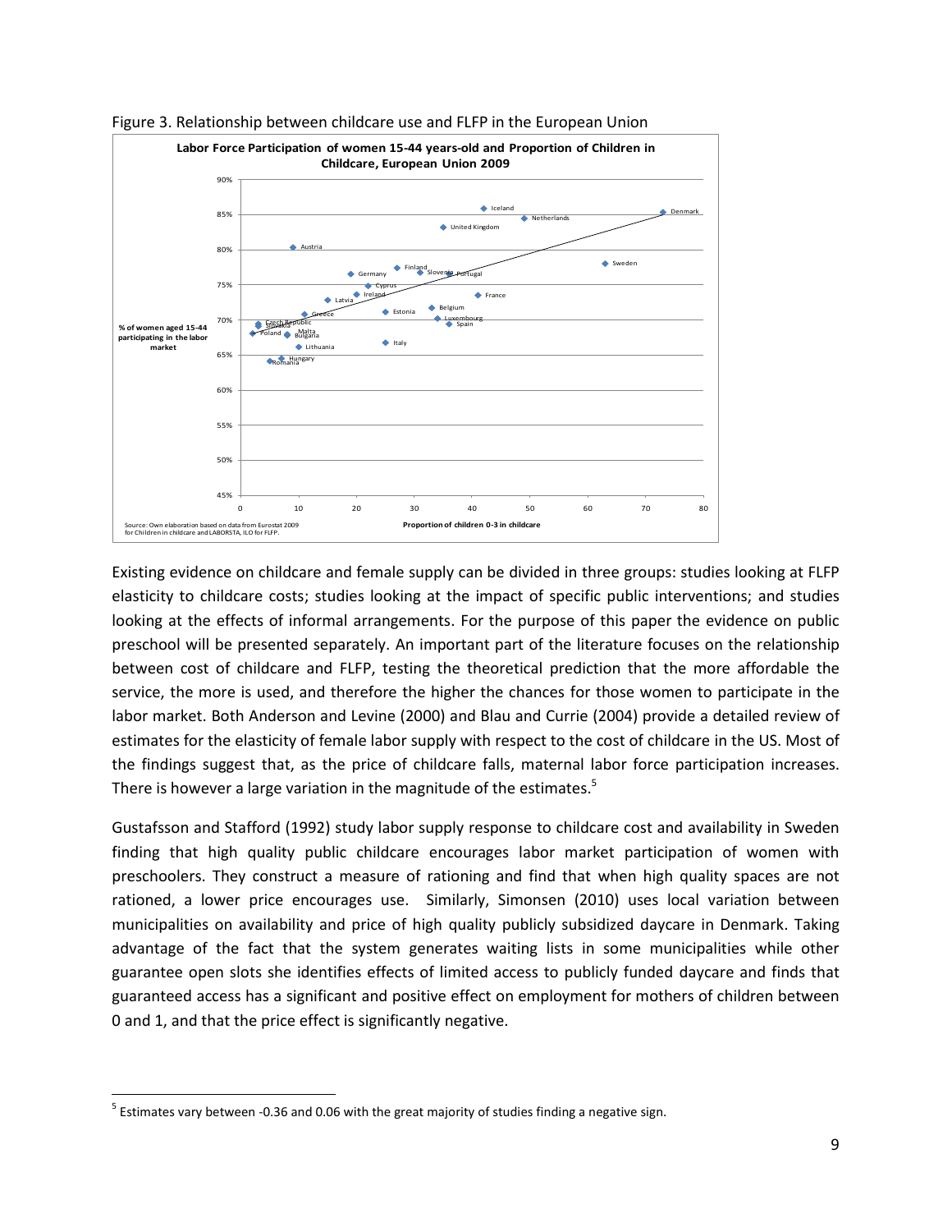Figure 3. Relationship between childcare use and FLFP in the European Union

Existing evidence on childcare and female supply can be divided in three groups: studies looking at FLFP elasticity to childcare costs; studies looking at the impact of specific public interventions; and studies looking at the effects of informal arrangements. For the purpose of this paper the evidence on public preschool will be presented separately. An important part of the literature focuses on the relationship between cost of childcare and FLFP, testing the theoretical prediction that the more affordable the service, the more is used, and therefore the higher the chances for those women to participate in the labor market. Both Anderson and Levine (2000) and Blau and Currie (2004) provide a detailed review of estimates for the elasticity of female labor supply with respect to the cost of childcare in the US. Most of the findings suggest that, as the price of childcare falls, maternal labor force participation increases. There is however a large variation in the magnitude of the estimates.[5]

Gustafsson and Stafford (1992) study labor supply response to childcare cost and availability in Sweden finding that high quality public childcare encourages labor market participation of women with preschoolers. They construct a measure of rationing and find that when high quality spaces are not rationed, a lower price encourages use. Similarly, Simonsen (2010) uses local variation between municipalities on availability and price of high quality publicly subsidized daycare in Denmark. Taking advantage of the fact that the system generates waiting lists in some municipalities while other guarantee open slots she identifies effects of limited access to publicly funded daycare and finds that guaranteed access has a significant and positive effect on employment for mothers of children between 0 and 1, and that the price effect is significantly negative.

[5] Estimates vary between -0.36 and 0.06 with the great majority of studies finding a negative sign.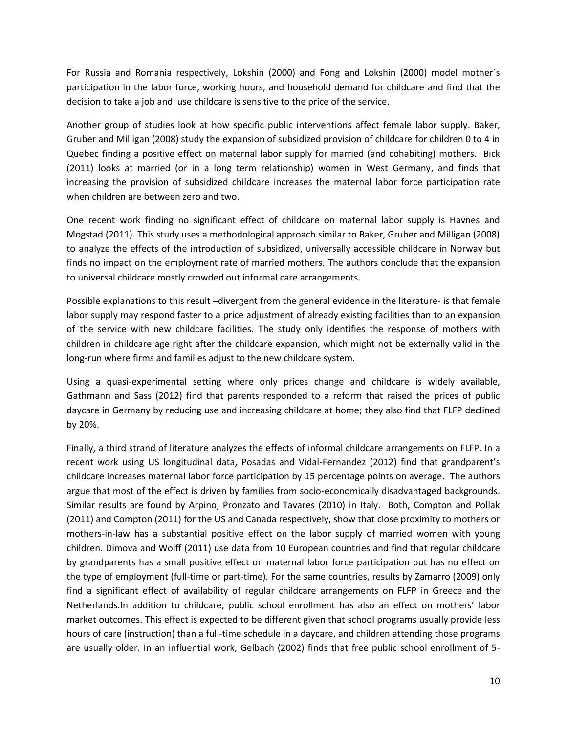For Russia and Romania respectively, Lokshin (2000) and Fong and Lokshin (2000) model mother´s participation in the labor force, working hours, and household demand for childcare and find that the decision to take a job and use childcare is sensitive to the price of the service.

Another group of studies look at how specific public interventions affect female labor supply. Baker, Gruber and Milligan (2008) study the expansion of subsidized provision of childcare for children 0 to 4 in Quebec finding a positive effect on maternal labor supply for married (and cohabiting) mothers. Bick (2011) looks at married (or in a long term relationship) women in West Germany, and finds that increasing the provision of subsidized childcare increases the maternal labor force participation rate when children are between zero and two.

One recent work finding no significant effect of childcare on maternal labor supply is Havnes and Mogstad (2011). This study uses a methodological approach similar to Baker, Gruber and Milligan (2008) to analyze the effects of the introduction of subsidized, universally accessible childcare in Norway but finds no impact on the employment rate of married mothers. The authors conclude that the expansion to universal childcare mostly crowded out informal care arrangements.

Possible explanations to this result –divergent from the general evidence in the literature- is that female labor supply may respond faster to a price adjustment of already existing facilities than to an expansion of the service with new childcare facilities. The study only identifies the response of mothers with children in childcare age right after the childcare expansion, which might not be externally valid in the long-run where firms and families adjust to the new childcare system.

Using a quasi-experimental setting where only prices change and childcare is widely available, Gathmann and Sass (2012) find that parents responded to a reform that raised the prices of public daycare in Germany by reducing use and increasing childcare at home; they also find that FLFP declined by 20%.

Finally, a third strand of literature analyzes the effects of informal childcare arrangements on FLFP. In a recent work using US longitudinal data, Posadas and Vidal-Fernandez (2012) find that grandparent's childcare increases maternal labor force participation by 15 percentage points on average. The authors argue that most of the effect is driven by families from socio-economically disadvantaged backgrounds. Similar results are found by Arpino, Pronzato and Tavares (2010) in Italy. Both, Compton and Pollak (2011) and Compton (2011) for the US and Canada respectively, show that close proximity to mothers or mothers-in-law has a substantial positive effect on the labor supply of married women with young children. Dimova and Wolff (2011) use data from 10 European countries and find that regular childcare by grandparents has a small positive effect on maternal labor force participation but has no effect on the type of employment (full-time or part-time). For the same countries, results by Zamarro (2009) only find a significant effect of availability of regular childcare arrangements on FLFP in Greece and the Netherlands.In addition to childcare, public school enrollment has also an effect on mothers' labor market outcomes. This effect is expected to be different given that school programs usually provide less hours of care (instruction) than a full-time schedule in a daycare, and children attending those programs are usually older. In an influential work, Gelbach (2002) finds that free public school enrollment of 5-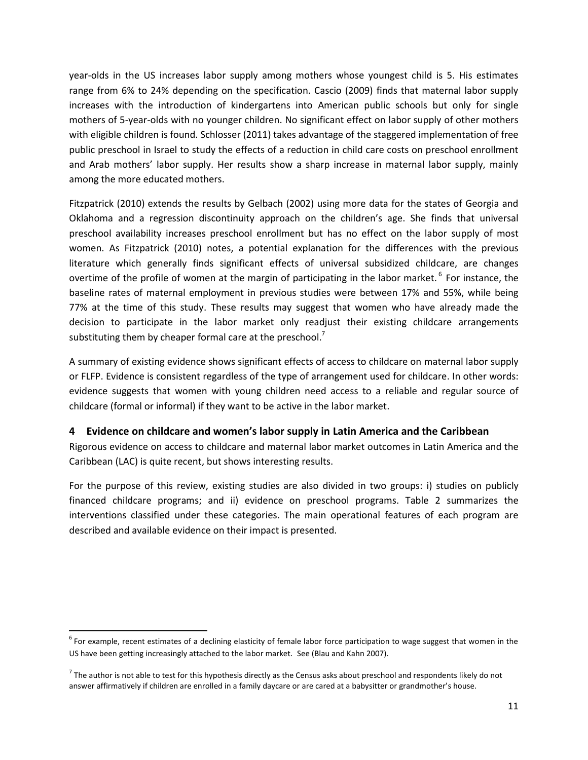year-olds in the US increases labor supply among mothers whose youngest child is 5. His estimates range from 6% to 24% depending on the specification. Cascio (2009) finds that maternal labor supply increases with the introduction of kindergartens into American public schools but only for single mothers of 5-year-olds with no younger children. No significant effect on labor supply of other mothers with eligible children is found. Schlosser (2011) takes advantage of the staggered implementation of free public preschool in Israel to study the effects of a reduction in child care costs on preschool enrollment and Arab mothers' labor supply. Her results show a sharp increase in maternal labor supply, mainly among the more educated mothers.

Fitzpatrick (2010) extends the results by Gelbach (2002) using more data for the states of Georgia and Oklahoma and a regression discontinuity approach on the children's age. She finds that universal preschool availability increases preschool enrollment but has no effect on the labor supply of most women. As Fitzpatrick (2010) notes, a potential explanation for the differences with the previous literature which generally finds significant effects of universal subsidized childcare, are changes overtime of the profile of women at the margin of participating in the labor market.[6] For instance, the baseline rates of maternal employment in previous studies were between 17% and 55%, while being 77% at the time of this study. These results may suggest that women who have already made the decision to participate in the labor market only readjust their existing childcare arrangements substituting them by cheaper formal care at the preschool.[7]

A summary of existing evidence shows significant effects of access to childcare on maternal labor supply or FLFP. Evidence is consistent regardless of the type of arrangement used for childcare. In other words: evidence suggests that women with young children need access to a reliable and regular source of childcare (formal or informal) if they want to be active in the labor market.

## 4 Evidence on childcare and women's labor supply in Latin America and the Caribbean

Rigorous evidence on access to childcare and maternal labor market outcomes in Latin America and the Caribbean (LAC) is quite recent, but shows interesting results.

For the purpose of this review, existing studies are also divided in two groups: i) studies on publicly financed childcare programs; and ii) evidence on preschool programs. Table 2 summarizes the interventions classified under these categories. The main operational features of each program are described and available evidence on their impact is presented.

---

[6] For example, recent estimates of a declining elasticity of female labor force participation to wage suggest that women in the US have been getting increasingly attached to the labor market. See (Blau and Kahn 2007).

[7] The author is not able to test for this hypothesis directly as the Census asks about preschool and respondents likely do not answer affirmatively if children are enrolled in a family daycare or are cared at a babysitter or grandmother's house.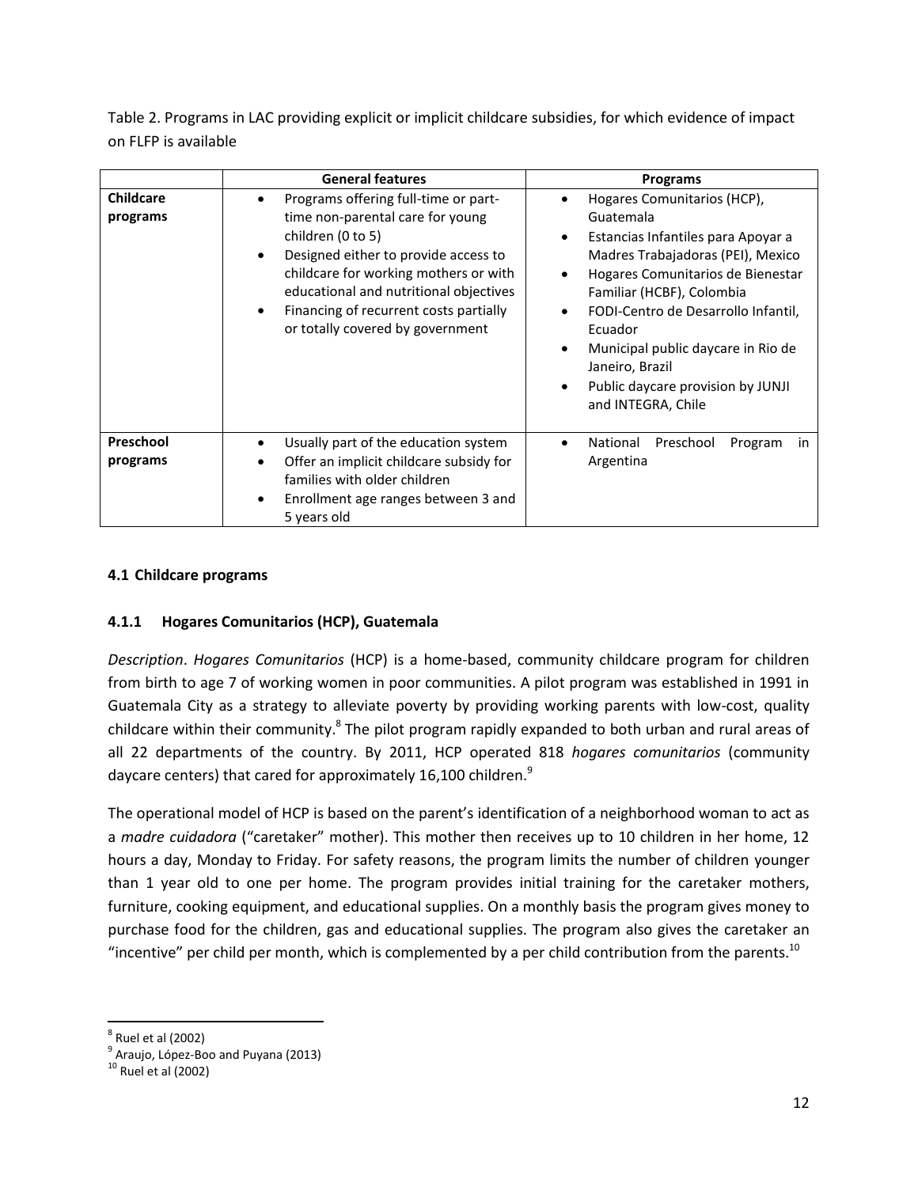Table 2. Programs in LAC providing explicit or implicit childcare subsidies, for which evidence of impact on FLFP is available

| | General features | Programs |
|---|---|---|
| **Childcare programs** | • Programs offering full-time or part-time non-parental care for young children (0 to 5)<br>• Designed either to provide access to childcare for working mothers or with educational and nutritional objectives<br>• Financing of recurrent costs partially or totally covered by government | • Hogares Comunitarios (HCP), Guatemala<br>• Estancias Infantiles para Apoyar a Madres Trabajadoras (PEI), Mexico<br>• Hogares Comunitarios de Bienestar Familiar (HCBF), Colombia<br>• FODI-Centro de Desarrollo Infantil, Ecuador<br>• Municipal public daycare in Rio de Janeiro, Brazil<br>• Public daycare provision by JUNJI and INTEGRA, Chile |
| **Preschool programs** | • Usually part of the education system<br>• Offer an implicit childcare subsidy for families with older children<br>• Enrollment age ranges between 3 and 5 years old | • National Preschool Program in Argentina |

### 4.1 Childcare programs

#### 4.1.1 Hogares Comunitarios (HCP), Guatemala

*Description*. *Hogares Comunitarios* (HCP) is a home-based, community childcare program for children from birth to age 7 of working women in poor communities. A pilot program was established in 1991 in Guatemala City as a strategy to alleviate poverty by providing working parents with low-cost, quality childcare within their community.[8] The pilot program rapidly expanded to both urban and rural areas of all 22 departments of the country. By 2011, HCP operated 818 *hogares comunitarios* (community daycare centers) that cared for approximately 16,100 children.[9]

The operational model of HCP is based on the parent's identification of a neighborhood woman to act as a *madre cuidadora* ("caretaker" mother). This mother then receives up to 10 children in her home, 12 hours a day, Monday to Friday. For safety reasons, the program limits the number of children younger than 1 year old to one per home. The program provides initial training for the caretaker mothers, furniture, cooking equipment, and educational supplies. On a monthly basis the program gives money to purchase food for the children, gas and educational supplies. The program also gives the caretaker an "incentive" per child per month, which is complemented by a per child contribution from the parents.[10]

[8] Ruel et al (2002)

[9] Araujo, López-Boo and Puyana (2013)

[10] Ruel et al (2002)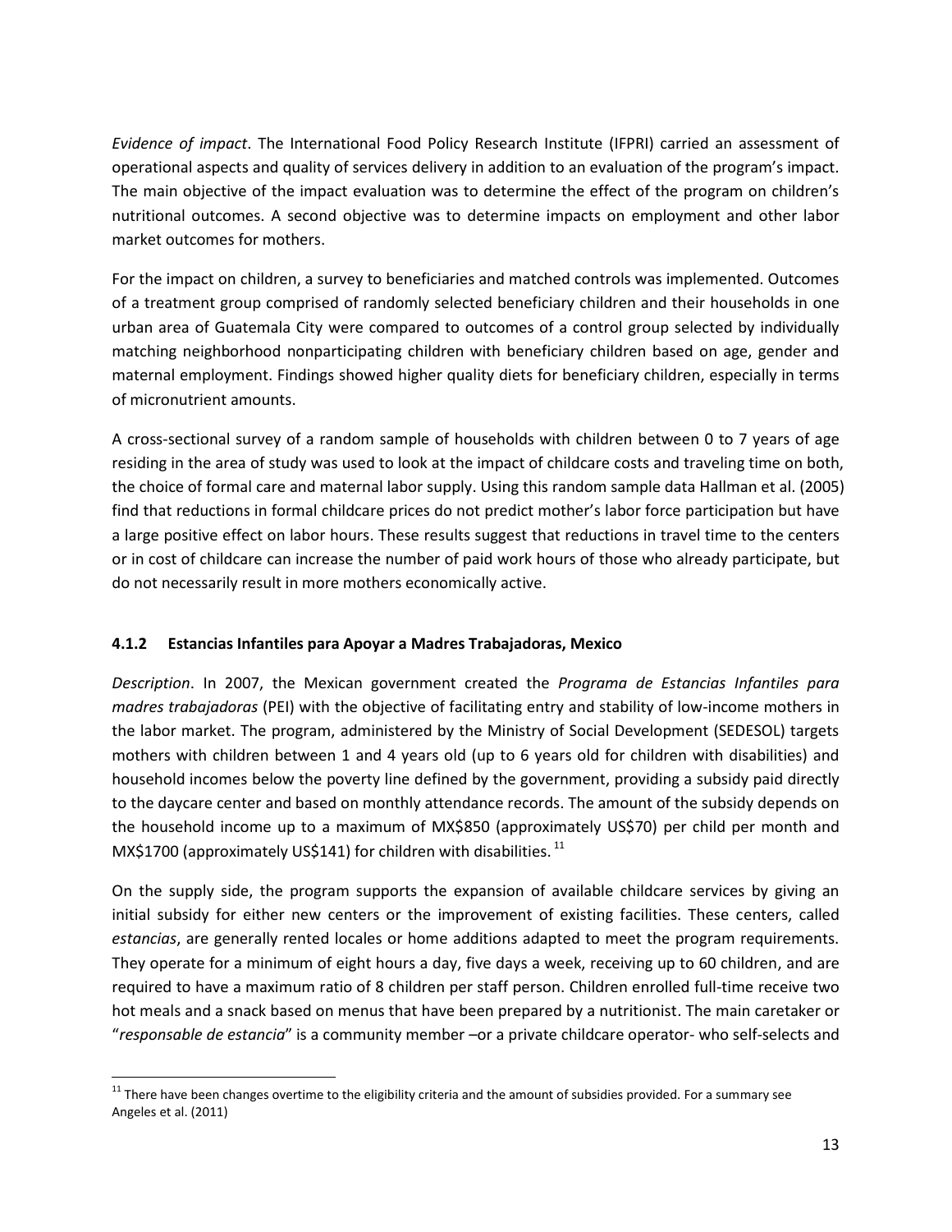*Evidence of impact*. The International Food Policy Research Institute (IFPRI) carried an assessment of operational aspects and quality of services delivery in addition to an evaluation of the program's impact. The main objective of the impact evaluation was to determine the effect of the program on children's nutritional outcomes. A second objective was to determine impacts on employment and other labor market outcomes for mothers.

For the impact on children, a survey to beneficiaries and matched controls was implemented. Outcomes of a treatment group comprised of randomly selected beneficiary children and their households in one urban area of Guatemala City were compared to outcomes of a control group selected by individually matching neighborhood nonparticipating children with beneficiary children based on age, gender and maternal employment. Findings showed higher quality diets for beneficiary children, especially in terms of micronutrient amounts.

A cross-sectional survey of a random sample of households with children between 0 to 7 years of age residing in the area of study was used to look at the impact of childcare costs and traveling time on both, the choice of formal care and maternal labor supply. Using this random sample data Hallman et al. (2005) find that reductions in formal childcare prices do not predict mother's labor force participation but have a large positive effect on labor hours. These results suggest that reductions in travel time to the centers or in cost of childcare can increase the number of paid work hours of those who already participate, but do not necessarily result in more mothers economically active.

### 4.1.2 Estancias Infantiles para Apoyar a Madres Trabajadoras, Mexico

*Description*. In 2007, the Mexican government created the *Programa de Estancias Infantiles para madres trabajadoras* (PEI) with the objective of facilitating entry and stability of low-income mothers in the labor market. The program, administered by the Ministry of Social Development (SEDESOL) targets mothers with children between 1 and 4 years old (up to 6 years old for children with disabilities) and household incomes below the poverty line defined by the government, providing a subsidy paid directly to the daycare center and based on monthly attendance records. The amount of the subsidy depends on the household income up to a maximum of MX$850 (approximately US$70) per child per month and MX$1700 (approximately US$141) for children with disabilities.[11]

On the supply side, the program supports the expansion of available childcare services by giving an initial subsidy for either new centers or the improvement of existing facilities. These centers, called *estancias*, are generally rented locales or home additions adapted to meet the program requirements. They operate for a minimum of eight hours a day, five days a week, receiving up to 60 children, and are required to have a maximum ratio of 8 children per staff person. Children enrolled full-time receive two hot meals and a snack based on menus that have been prepared by a nutritionist. The main caretaker or "*responsable de estancia*" is a community member –or a private childcare operator- who self-selects and

[11] There have been changes overtime to the eligibility criteria and the amount of subsidies provided. For a summary see Angeles et al. (2011)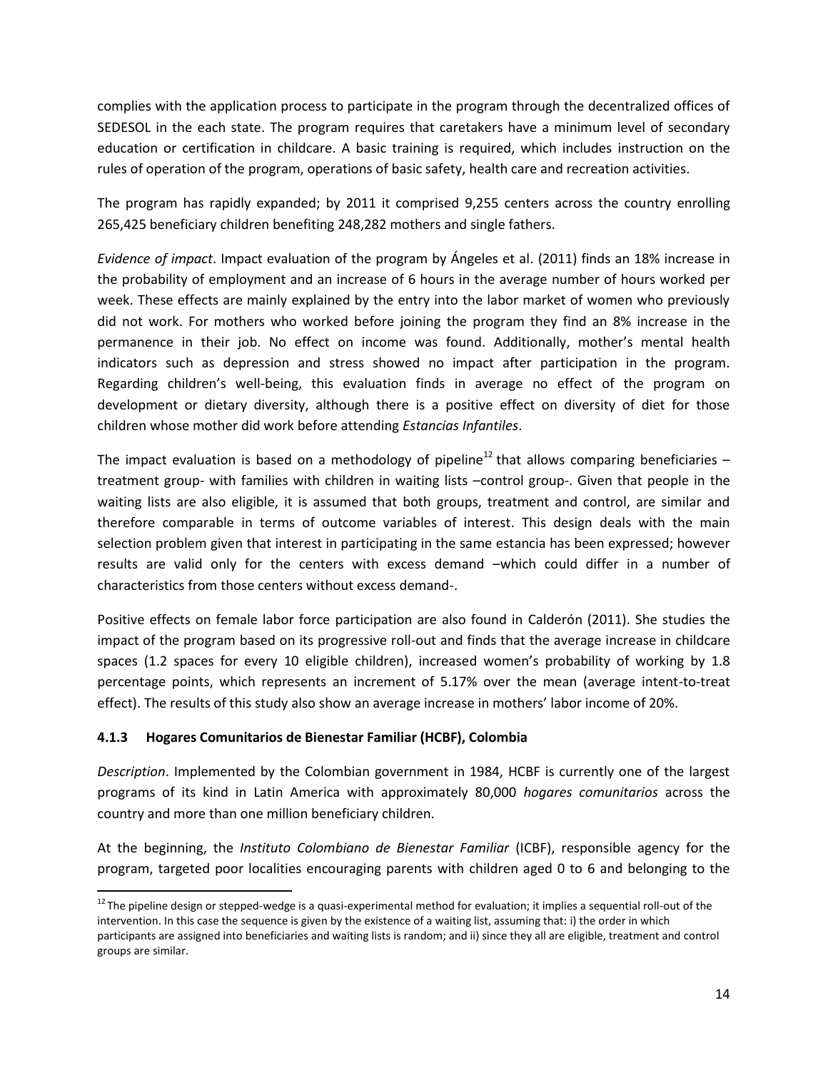complies with the application process to participate in the program through the decentralized offices of SEDESOL in the each state. The program requires that caretakers have a minimum level of secondary education or certification in childcare. A basic training is required, which includes instruction on the rules of operation of the program, operations of basic safety, health care and recreation activities.

The program has rapidly expanded; by 2011 it comprised 9,255 centers across the country enrolling 265,425 beneficiary children benefiting 248,282 mothers and single fathers.

*Evidence of impact*. Impact evaluation of the program by Ángeles et al. (2011) finds an 18% increase in the probability of employment and an increase of 6 hours in the average number of hours worked per week. These effects are mainly explained by the entry into the labor market of women who previously did not work. For mothers who worked before joining the program they find an 8% increase in the permanence in their job. No effect on income was found. Additionally, mother's mental health indicators such as depression and stress showed no impact after participation in the program. Regarding children's well-being, this evaluation finds in average no effect of the program on development or dietary diversity, although there is a positive effect on diversity of diet for those children whose mother did work before attending *Estancias Infantiles*.

The impact evaluation is based on a methodology of pipeline[12] that allows comparing beneficiaries –treatment group- with families with children in waiting lists –control group-. Given that people in the waiting lists are also eligible, it is assumed that both groups, treatment and control, are similar and therefore comparable in terms of outcome variables of interest. This design deals with the main selection problem given that interest in participating in the same estancia has been expressed; however results are valid only for the centers with excess demand –which could differ in a number of characteristics from those centers without excess demand-.

Positive effects on female labor force participation are also found in Calderón (2011). She studies the impact of the program based on its progressive roll-out and finds that the average increase in childcare spaces (1.2 spaces for every 10 eligible children), increased women's probability of working by 1.8 percentage points, which represents an increment of 5.17% over the mean (average intent-to-treat effect). The results of this study also show an average increase in mothers' labor income of 20%.

### 4.1.3 Hogares Comunitarios de Bienestar Familiar (HCBF), Colombia

*Description*. Implemented by the Colombian government in 1984, HCBF is currently one of the largest programs of its kind in Latin America with approximately 80,000 *hogares comunitarios* across the country and more than one million beneficiary children.

At the beginning, the *Instituto Colombiano de Bienestar Familiar* (ICBF), responsible agency for the program, targeted poor localities encouraging parents with children aged 0 to 6 and belonging to the

---

[12] The pipeline design or stepped-wedge is a quasi-experimental method for evaluation; it implies a sequential roll-out of the intervention. In this case the sequence is given by the existence of a waiting list, assuming that: i) the order in which participants are assigned into beneficiaries and waiting lists is random; and ii) since they all are eligible, treatment and control groups are similar.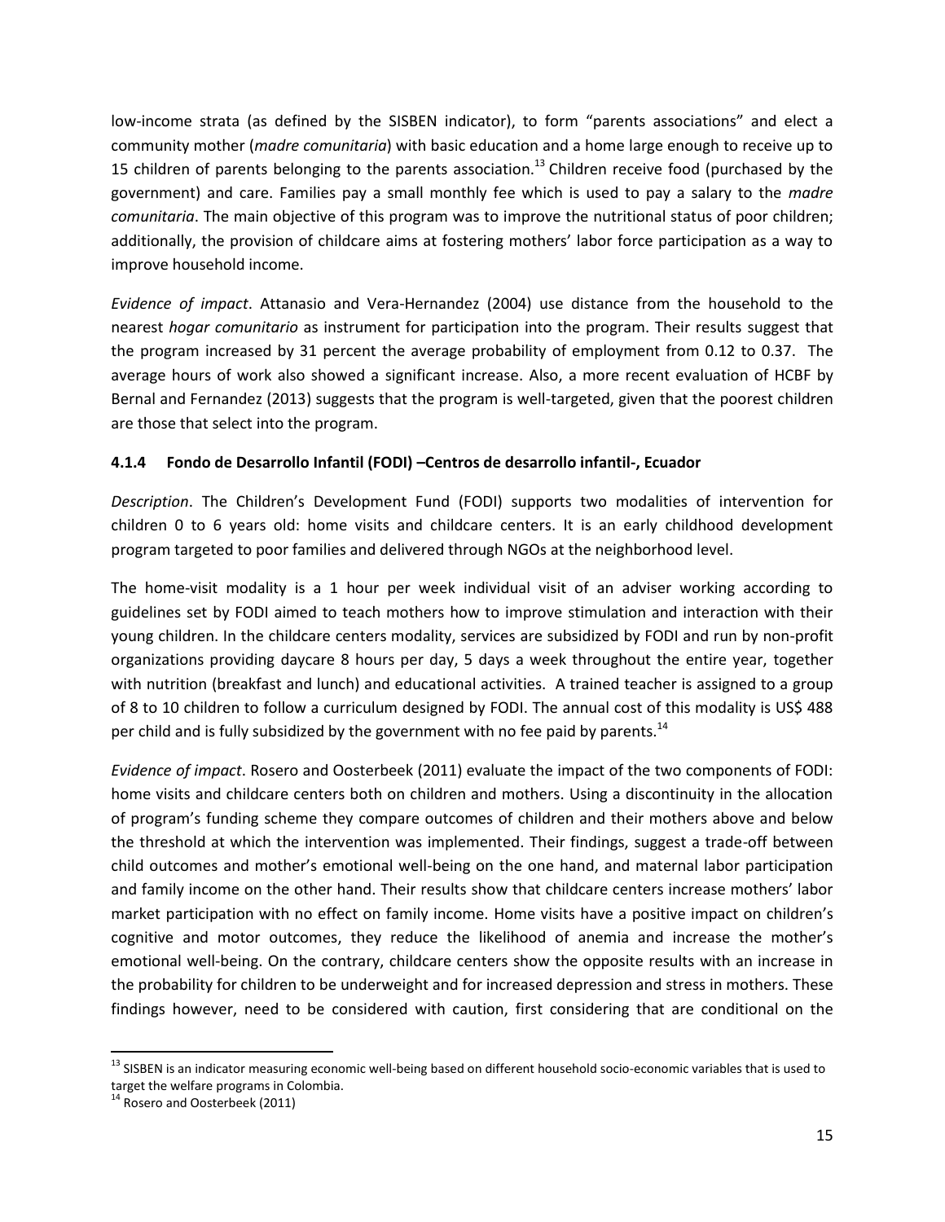low-income strata (as defined by the SISBEN indicator), to form "parents associations" and elect a community mother (*madre comunitaria*) with basic education and a home large enough to receive up to 15 children of parents belonging to the parents association.[13] Children receive food (purchased by the government) and care. Families pay a small monthly fee which is used to pay a salary to the *madre comunitaria*. The main objective of this program was to improve the nutritional status of poor children; additionally, the provision of childcare aims at fostering mothers' labor force participation as a way to improve household income.

*Evidence of impact*. Attanasio and Vera-Hernandez (2004) use distance from the household to the nearest *hogar comunitario* as instrument for participation into the program. Their results suggest that the program increased by 31 percent the average probability of employment from 0.12 to 0.37. The average hours of work also showed a significant increase. Also, a more recent evaluation of HCBF by Bernal and Fernandez (2013) suggests that the program is well-targeted, given that the poorest children are those that select into the program.

#### 4.1.4 Fondo de Desarrollo Infantil (FODI) –Centros de desarrollo infantil-, Ecuador

*Description*. The Children's Development Fund (FODI) supports two modalities of intervention for children 0 to 6 years old: home visits and childcare centers. It is an early childhood development program targeted to poor families and delivered through NGOs at the neighborhood level.

The home-visit modality is a 1 hour per week individual visit of an adviser working according to guidelines set by FODI aimed to teach mothers how to improve stimulation and interaction with their young children. In the childcare centers modality, services are subsidized by FODI and run by non-profit organizations providing daycare 8 hours per day, 5 days a week throughout the entire year, together with nutrition (breakfast and lunch) and educational activities. A trained teacher is assigned to a group of 8 to 10 children to follow a curriculum designed by FODI. The annual cost of this modality is US$ 488 per child and is fully subsidized by the government with no fee paid by parents.[14]

*Evidence of impact*. Rosero and Oosterbeek (2011) evaluate the impact of the two components of FODI: home visits and childcare centers both on children and mothers. Using a discontinuity in the allocation of program's funding scheme they compare outcomes of children and their mothers above and below the threshold at which the intervention was implemented. Their findings, suggest a trade-off between child outcomes and mother's emotional well-being on the one hand, and maternal labor participation and family income on the other hand. Their results show that childcare centers increase mothers' labor market participation with no effect on family income. Home visits have a positive impact on children's cognitive and motor outcomes, they reduce the likelihood of anemia and increase the mother's emotional well-being. On the contrary, childcare centers show the opposite results with an increase in the probability for children to be underweight and for increased depression and stress in mothers. These findings however, need to be considered with caution, first considering that are conditional on the

---

[13] SISBEN is an indicator measuring economic well-being based on different household socio-economic variables that is used to target the welfare programs in Colombia.

[14] Rosero and Oosterbeek (2011)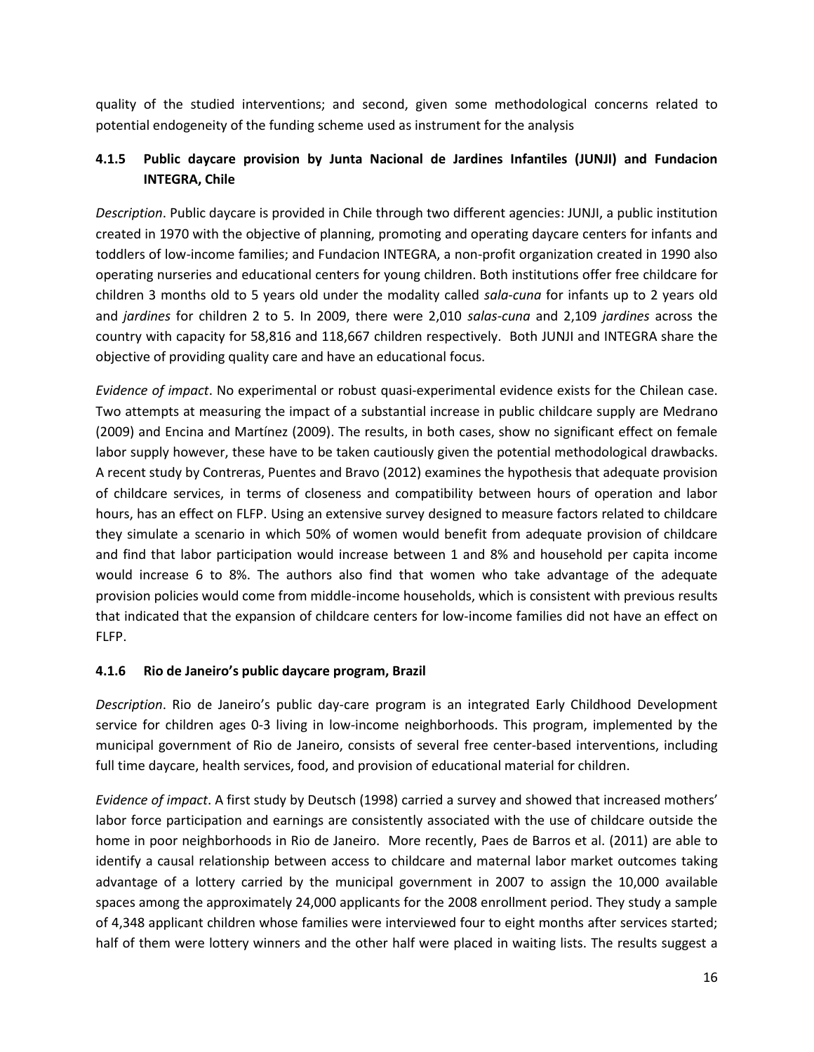quality of the studied interventions; and second, given some methodological concerns related to potential endogeneity of the funding scheme used as instrument for the analysis

### 4.1.5 Public daycare provision by Junta Nacional de Jardines Infantiles (JUNJI) and Fundacion INTEGRA, Chile

*Description*. Public daycare is provided in Chile through two different agencies: JUNJI, a public institution created in 1970 with the objective of planning, promoting and operating daycare centers for infants and toddlers of low-income families; and Fundacion INTEGRA, a non-profit organization created in 1990 also operating nurseries and educational centers for young children. Both institutions offer free childcare for children 3 months old to 5 years old under the modality called *sala-cuna* for infants up to 2 years old and *jardines* for children 2 to 5. In 2009, there were 2,010 *salas-cuna* and 2,109 *jardines* across the country with capacity for 58,816 and 118,667 children respectively. Both JUNJI and INTEGRA share the objective of providing quality care and have an educational focus.

*Evidence of impact*. No experimental or robust quasi-experimental evidence exists for the Chilean case. Two attempts at measuring the impact of a substantial increase in public childcare supply are Medrano (2009) and Encina and Martínez (2009). The results, in both cases, show no significant effect on female labor supply however, these have to be taken cautiously given the potential methodological drawbacks. A recent study by Contreras, Puentes and Bravo (2012) examines the hypothesis that adequate provision of childcare services, in terms of closeness and compatibility between hours of operation and labor hours, has an effect on FLFP. Using an extensive survey designed to measure factors related to childcare they simulate a scenario in which 50% of women would benefit from adequate provision of childcare and find that labor participation would increase between 1 and 8% and household per capita income would increase 6 to 8%. The authors also find that women who take advantage of the adequate provision policies would come from middle-income households, which is consistent with previous results that indicated that the expansion of childcare centers for low-income families did not have an effect on FLFP.

### 4.1.6 Rio de Janeiro's public daycare program, Brazil

*Description*. Rio de Janeiro's public day-care program is an integrated Early Childhood Development service for children ages 0-3 living in low-income neighborhoods. This program, implemented by the municipal government of Rio de Janeiro, consists of several free center-based interventions, including full time daycare, health services, food, and provision of educational material for children.

*Evidence of impact*. A first study by Deutsch (1998) carried a survey and showed that increased mothers' labor force participation and earnings are consistently associated with the use of childcare outside the home in poor neighborhoods in Rio de Janeiro. More recently, Paes de Barros et al. (2011) are able to identify a causal relationship between access to childcare and maternal labor market outcomes taking advantage of a lottery carried by the municipal government in 2007 to assign the 10,000 available spaces among the approximately 24,000 applicants for the 2008 enrollment period. They study a sample of 4,348 applicant children whose families were interviewed four to eight months after services started; half of them were lottery winners and the other half were placed in waiting lists. The results suggest a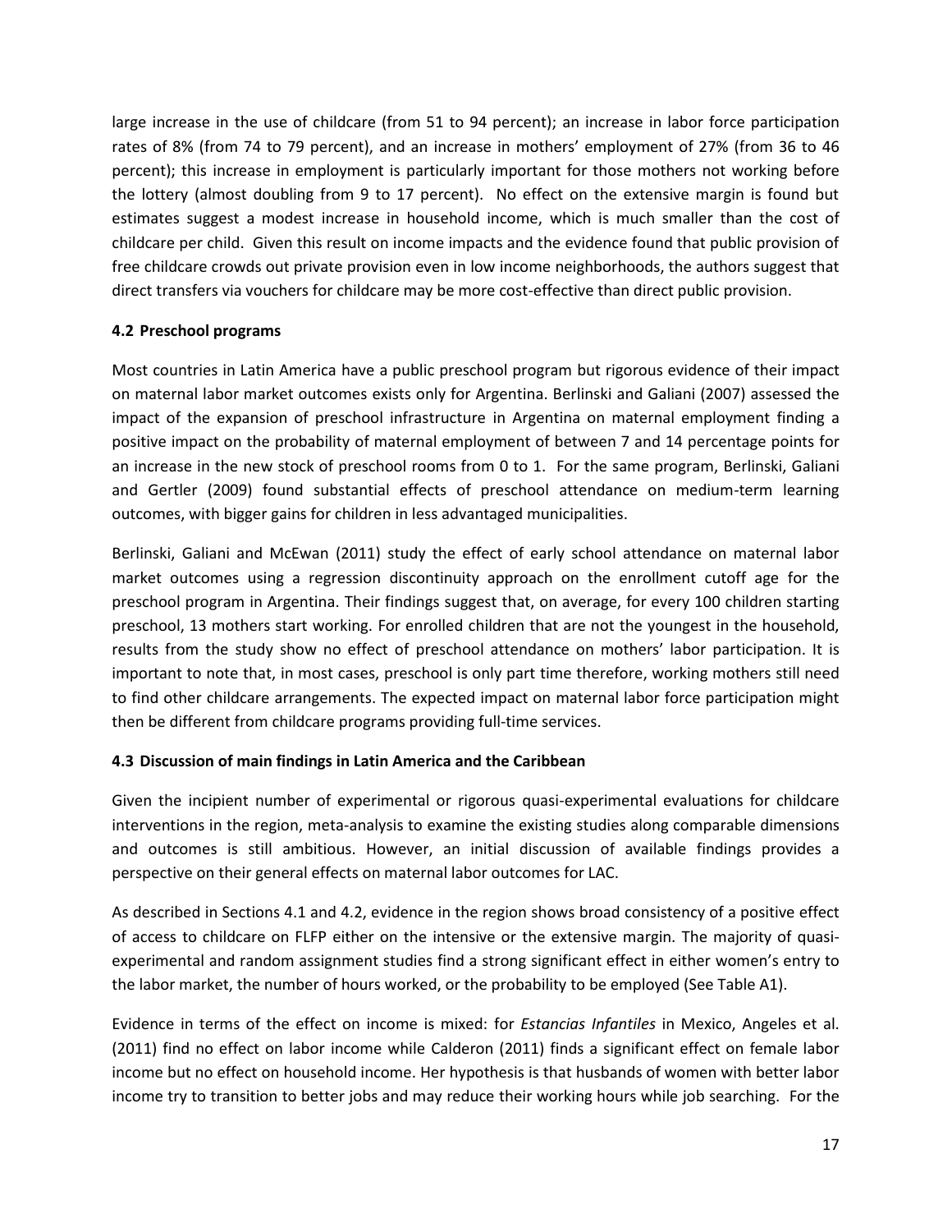large increase in the use of childcare (from 51 to 94 percent); an increase in labor force participation rates of 8% (from 74 to 79 percent), and an increase in mothers' employment of 27% (from 36 to 46 percent); this increase in employment is particularly important for those mothers not working before the lottery (almost doubling from 9 to 17 percent). No effect on the extensive margin is found but estimates suggest a modest increase in household income, which is much smaller than the cost of childcare per child. Given this result on income impacts and the evidence found that public provision of free childcare crowds out private provision even in low income neighborhoods, the authors suggest that direct transfers via vouchers for childcare may be more cost-effective than direct public provision.

### 4.2 Preschool programs

Most countries in Latin America have a public preschool program but rigorous evidence of their impact on maternal labor market outcomes exists only for Argentina. Berlinski and Galiani (2007) assessed the impact of the expansion of preschool infrastructure in Argentina on maternal employment finding a positive impact on the probability of maternal employment of between 7 and 14 percentage points for an increase in the new stock of preschool rooms from 0 to 1. For the same program, Berlinski, Galiani and Gertler (2009) found substantial effects of preschool attendance on medium-term learning outcomes, with bigger gains for children in less advantaged municipalities.

Berlinski, Galiani and McEwan (2011) study the effect of early school attendance on maternal labor market outcomes using a regression discontinuity approach on the enrollment cutoff age for the preschool program in Argentina. Their findings suggest that, on average, for every 100 children starting preschool, 13 mothers start working. For enrolled children that are not the youngest in the household, results from the study show no effect of preschool attendance on mothers' labor participation. It is important to note that, in most cases, preschool is only part time therefore, working mothers still need to find other childcare arrangements. The expected impact on maternal labor force participation might then be different from childcare programs providing full-time services.

### 4.3 Discussion of main findings in Latin America and the Caribbean

Given the incipient number of experimental or rigorous quasi-experimental evaluations for childcare interventions in the region, meta-analysis to examine the existing studies along comparable dimensions and outcomes is still ambitious. However, an initial discussion of available findings provides a perspective on their general effects on maternal labor outcomes for LAC.

As described in Sections 4.1 and 4.2, evidence in the region shows broad consistency of a positive effect of access to childcare on FLFP either on the intensive or the extensive margin. The majority of quasi-experimental and random assignment studies find a strong significant effect in either women's entry to the labor market, the number of hours worked, or the probability to be employed (See Table A1).

Evidence in terms of the effect on income is mixed: for *Estancias Infantiles* in Mexico, Angeles et al. (2011) find no effect on labor income while Calderon (2011) finds a significant effect on female labor income but no effect on household income. Her hypothesis is that husbands of women with better labor income try to transition to better jobs and may reduce their working hours while job searching. For the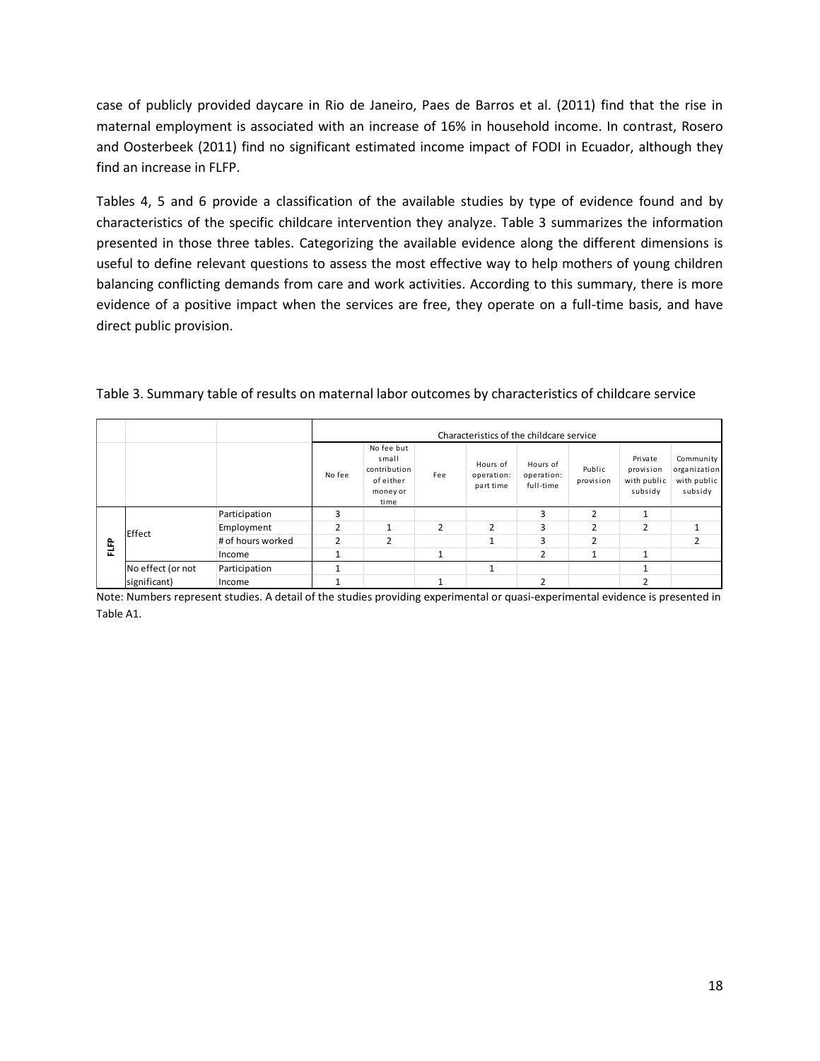case of publicly provided daycare in Rio de Janeiro, Paes de Barros et al. (2011) find that the rise in maternal employment is associated with an increase of 16% in household income. In contrast, Rosero and Oosterbeek (2011) find no significant estimated income impact of FODI in Ecuador, although they find an increase in FLFP.

Tables 4, 5 and 6 provide a classification of the available studies by type of evidence found and by characteristics of the specific childcare intervention they analyze. Table 3 summarizes the information presented in those three tables. Categorizing the available evidence along the different dimensions is useful to define relevant questions to assess the most effective way to help mothers of young children balancing conflicting demands from care and work activities. According to this summary, there is more evidence of a positive impact when the services are free, they operate on a full-time basis, and have direct public provision.

Table 3. Summary table of results on maternal labor outcomes by characteristics of childcare service

| | | | Characteristics of the childcare service | | | | | | | |
|---|---|---|---|---|---|---|---|---|---|---|
| | | | No fee | No fee but small contribution of either money or time | Fee | Hours of operation: part time | Hours of operation: full-time | Public provision | Private provision with public subsidy | Community organization with public subsidy |
| FLFP | Effect | Participation | 3 | | | | 3 | 2 | 1 | |
| | | Employment | 2 | 1 | 2 | 2 | 3 | 2 | 2 | 1 |
| | | # of hours worked | 2 | 2 | | 1 | 3 | 2 | | 2 |
| | | Income | 1 | | 1 | | 2 | 1 | 1 | |
| | No effect (or not significant) | Participation | 1 | | | 1 | | | 1 | |
| | | Income | 1 | | 1 | | 2 | | 2 | |

Note: Numbers represent studies. A detail of the studies providing experimental or quasi-experimental evidence is presented in Table A1.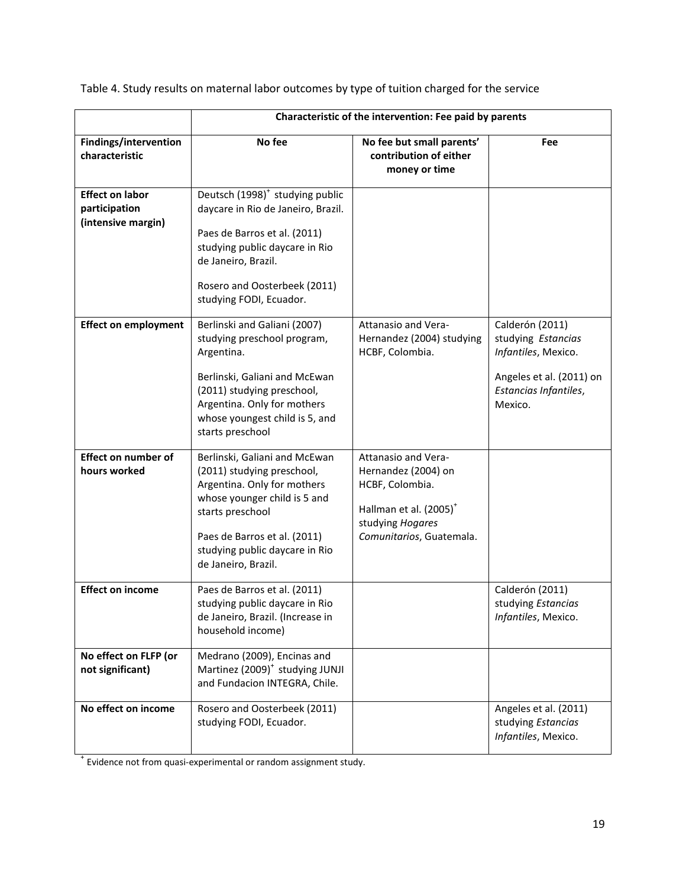Table 4. Study results on maternal labor outcomes by type of tuition charged for the service

| | Characteristic of the intervention: Fee paid by parents | | |
|---|---|---|---|
| **Findings/intervention characteristic** | **No fee** | **No fee but small parents' contribution of either money or time** | **Fee** |
| **Effect on labor participation (intensive margin)** | Deutsch (1998)[+] studying public daycare in Rio de Janeiro, Brazil.<br><br>Paes de Barros et al. (2011) studying public daycare in Rio de Janeiro, Brazil.<br><br>Rosero and Oosterbeek (2011) studying FODI, Ecuador. | | |
| **Effect on employment** | Berlinski and Galiani (2007) studying preschool program, Argentina.<br><br>Berlinski, Galiani and McEwan (2011) studying preschool, Argentina. Only for mothers whose youngest child is 5, and starts preschool | Attanasio and Vera-Hernandez (2004) studying HCBF, Colombia. | Calderón (2011) studying *Estancias Infantiles*, Mexico.<br><br>Angeles et al. (2011) on *Estancias Infantiles*, Mexico. |
| **Effect on number of hours worked** | Berlinski, Galiani and McEwan (2011) studying preschool, Argentina. Only for mothers whose younger child is 5 and starts preschool<br><br>Paes de Barros et al. (2011) studying public daycare in Rio de Janeiro, Brazil. | Attanasio and Vera-Hernandez (2004) on HCBF, Colombia.<br><br>Hallman et al. (2005)[+] studying *Hogares Comunitarios*, Guatemala. | |
| **Effect on income** | Paes de Barros et al. (2011) studying public daycare in Rio de Janeiro, Brazil. (Increase in household income) | | Calderón (2011) studying *Estancias Infantiles*, Mexico. |
| **No effect on FLFP (or not significant)** | Medrano (2009), Encinas and Martinez (2009)[+] studying JUNJI and Fundacion INTEGRA, Chile. | | |
| **No effect on income** | Rosero and Oosterbeek (2011) studying FODI, Ecuador. | | Angeles et al. (2011) studying *Estancias Infantiles*, Mexico. |

[+] Evidence not from quasi-experimental or random assignment study.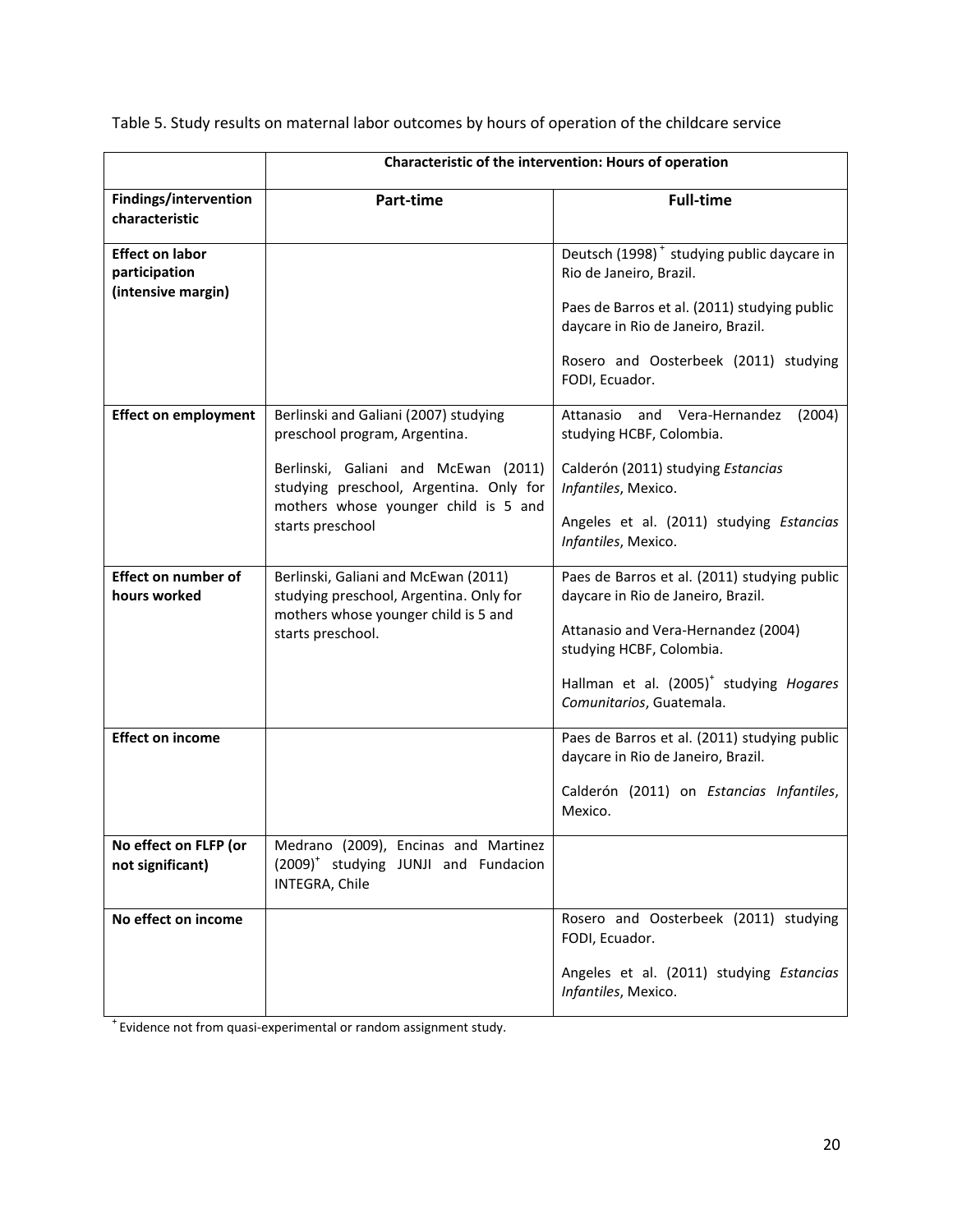Table 5. Study results on maternal labor outcomes by hours of operation of the childcare service

| | Characteristic of the intervention: Hours of operation | |
|---|---|---|
| **Findings/intervention characteristic** | **Part-time** | **Full-time** |
| **Effect on labor participation (intensive margin)** | | Deutsch (1998)[+] studying public daycare in Rio de Janeiro, Brazil.<br><br>Paes de Barros et al. (2011) studying public daycare in Rio de Janeiro, Brazil.<br><br>Rosero and Oosterbeek (2011) studying FODI, Ecuador. |
| **Effect on employment** | Berlinski and Galiani (2007) studying preschool program, Argentina.<br><br>Berlinski, Galiani and McEwan (2011) studying preschool, Argentina. Only for mothers whose younger child is 5 and starts preschool | Attanasio and Vera-Hernandez (2004) studying HCBF, Colombia.<br><br>Calderón (2011) studying *Estancias Infantiles*, Mexico.<br><br>Angeles et al. (2011) studying *Estancias Infantiles*, Mexico. |
| **Effect on number of hours worked** | Berlinski, Galiani and McEwan (2011) studying preschool, Argentina. Only for mothers whose younger child is 5 and starts preschool. | Paes de Barros et al. (2011) studying public daycare in Rio de Janeiro, Brazil.<br><br>Attanasio and Vera-Hernandez (2004) studying HCBF, Colombia.<br><br>Hallman et al. (2005)[+] studying *Hogares Comunitarios*, Guatemala. |
| **Effect on income** | | Paes de Barros et al. (2011) studying public daycare in Rio de Janeiro, Brazil.<br><br>Calderón (2011) on *Estancias Infantiles*, Mexico. |
| **No effect on FLFP (or not significant)** | Medrano (2009), Encinas and Martinez (2009)[+] studying JUNJI and Fundacion INTEGRA, Chile | |
| **No effect on income** | | Rosero and Oosterbeek (2011) studying FODI, Ecuador.<br><br>Angeles et al. (2011) studying *Estancias Infantiles*, Mexico. |

[+] Evidence not from quasi-experimental or random assignment study.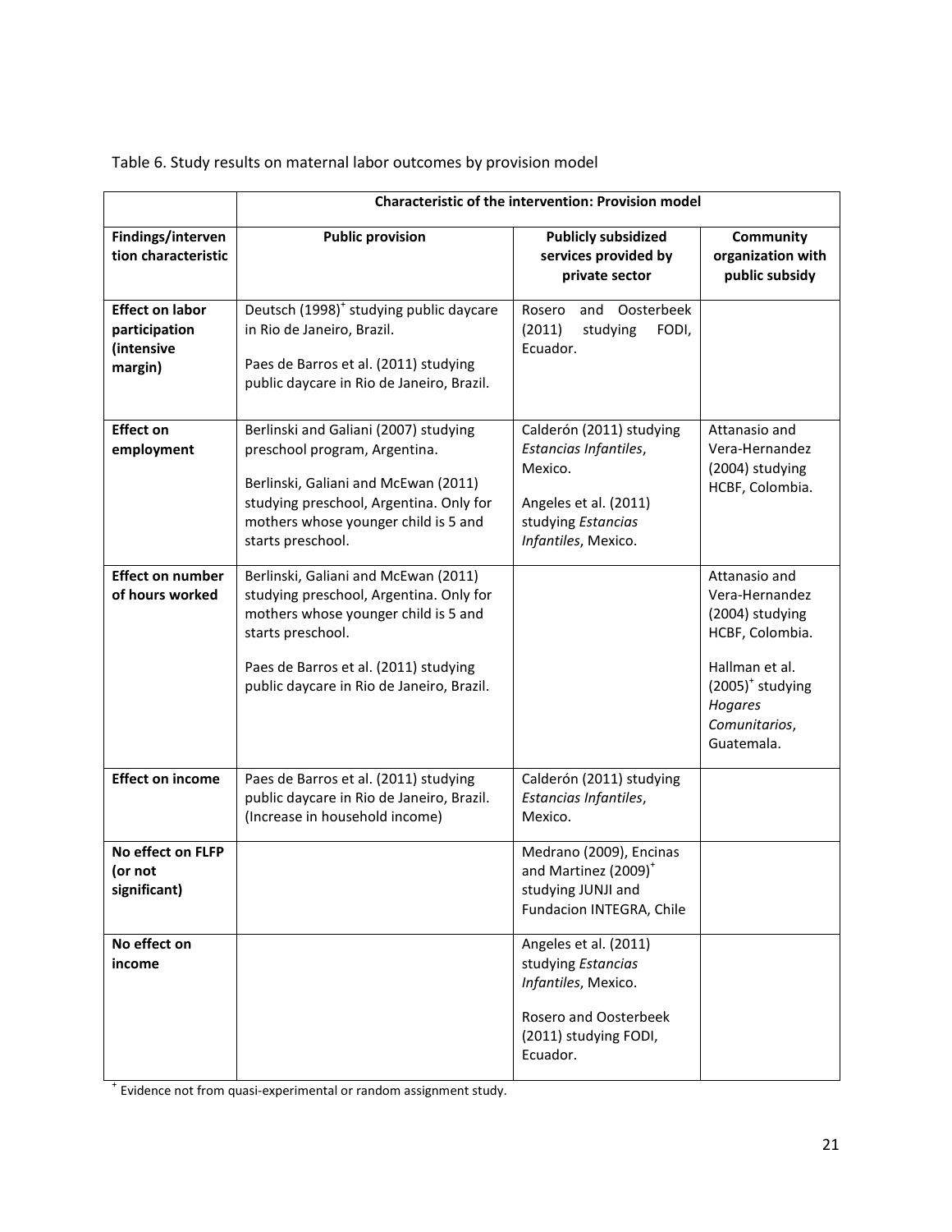Table 6. Study results on maternal labor outcomes by provision model

| | **Characteristic of the intervention: Provision model** | | |
|---|---|---|---|
| **Findings/intervention characteristic** | **Public provision** | **Publicly subsidized services provided by private sector** | **Community organization with public subsidy** |
| **Effect on labor participation (intensive margin)** | Deutsch (1998)[+] studying public daycare in Rio de Janeiro, Brazil.<br><br>Paes de Barros et al. (2011) studying public daycare in Rio de Janeiro, Brazil. | Rosero and Oosterbeek (2011) studying FODI, Ecuador. | |
| **Effect on employment** | Berlinski and Galiani (2007) studying preschool program, Argentina.<br><br>Berlinski, Galiani and McEwan (2011) studying preschool, Argentina. Only for mothers whose younger child is 5 and starts preschool. | Calderón (2011) studying *Estancias Infantiles*, Mexico.<br><br>Angeles et al. (2011) studying *Estancias Infantiles*, Mexico. | Attanasio and Vera-Hernandez (2004) studying HCBF, Colombia. |
| **Effect on number of hours worked** | Berlinski, Galiani and McEwan (2011) studying preschool, Argentina. Only for mothers whose younger child is 5 and starts preschool.<br><br>Paes de Barros et al. (2011) studying public daycare in Rio de Janeiro, Brazil. | | Attanasio and Vera-Hernandez (2004) studying HCBF, Colombia.<br><br>Hallman et al. (2005)[+] studying *Hogares Comunitarios*, Guatemala. |
| **Effect on income** | Paes de Barros et al. (2011) studying public daycare in Rio de Janeiro, Brazil. (Increase in household income) | Calderón (2011) studying *Estancias Infantiles*, Mexico. | |
| **No effect on FLFP (or not significant)** | | Medrano (2009), Encinas and Martinez (2009)[+] studying JUNJI and Fundacion INTEGRA, Chile | |
| **No effect on income** | | Angeles et al. (2011) studying *Estancias Infantiles*, Mexico.<br><br>Rosero and Oosterbeek (2011) studying FODI, Ecuador. | |

[+] Evidence not from quasi-experimental or random assignment study.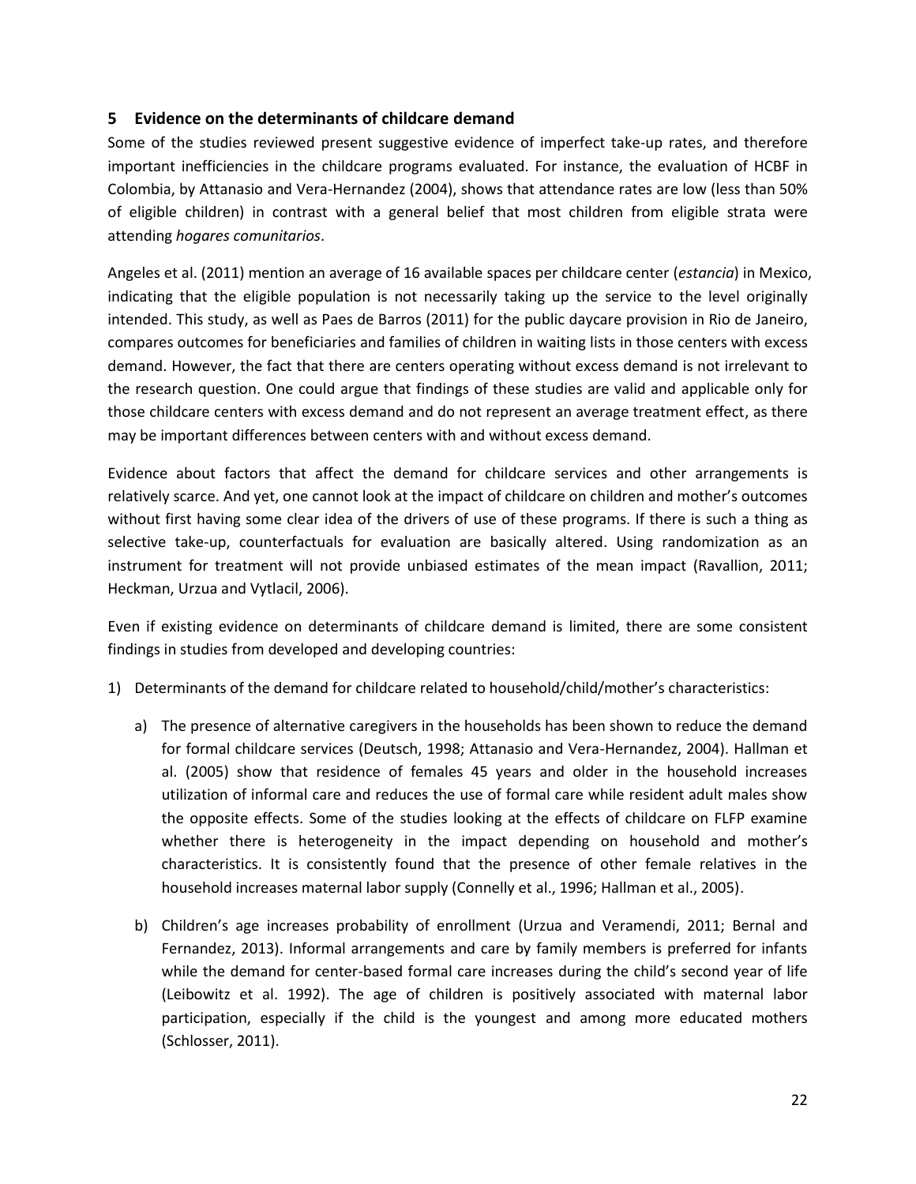## 5 Evidence on the determinants of childcare demand

Some of the studies reviewed present suggestive evidence of imperfect take-up rates, and therefore important inefficiencies in the childcare programs evaluated. For instance, the evaluation of HCBF in Colombia, by Attanasio and Vera-Hernandez (2004), shows that attendance rates are low (less than 50% of eligible children) in contrast with a general belief that most children from eligible strata were attending *hogares comunitarios*.

Angeles et al. (2011) mention an average of 16 available spaces per childcare center (*estancia*) in Mexico, indicating that the eligible population is not necessarily taking up the service to the level originally intended. This study, as well as Paes de Barros (2011) for the public daycare provision in Rio de Janeiro, compares outcomes for beneficiaries and families of children in waiting lists in those centers with excess demand. However, the fact that there are centers operating without excess demand is not irrelevant to the research question. One could argue that findings of these studies are valid and applicable only for those childcare centers with excess demand and do not represent an average treatment effect, as there may be important differences between centers with and without excess demand.

Evidence about factors that affect the demand for childcare services and other arrangements is relatively scarce. And yet, one cannot look at the impact of childcare on children and mother's outcomes without first having some clear idea of the drivers of use of these programs. If there is such a thing as selective take-up, counterfactuals for evaluation are basically altered. Using randomization as an instrument for treatment will not provide unbiased estimates of the mean impact (Ravallion, 2011; Heckman, Urzua and Vytlacil, 2006).

Even if existing evidence on determinants of childcare demand is limited, there are some consistent findings in studies from developed and developing countries:

1) Determinants of the demand for childcare related to household/child/mother's characteristics:

   a) The presence of alternative caregivers in the households has been shown to reduce the demand for formal childcare services (Deutsch, 1998; Attanasio and Vera-Hernandez, 2004). Hallman et al. (2005) show that residence of females 45 years and older in the household increases utilization of informal care and reduces the use of formal care while resident adult males show the opposite effects. Some of the studies looking at the effects of childcare on FLFP examine whether there is heterogeneity in the impact depending on household and mother's characteristics. It is consistently found that the presence of other female relatives in the household increases maternal labor supply (Connelly et al., 1996; Hallman et al., 2005).

   b) Children's age increases probability of enrollment (Urzua and Veramendi, 2011; Bernal and Fernandez, 2013). Informal arrangements and care by family members is preferred for infants while the demand for center-based formal care increases during the child's second year of life (Leibowitz et al. 1992). The age of children is positively associated with maternal labor participation, especially if the child is the youngest and among more educated mothers (Schlosser, 2011).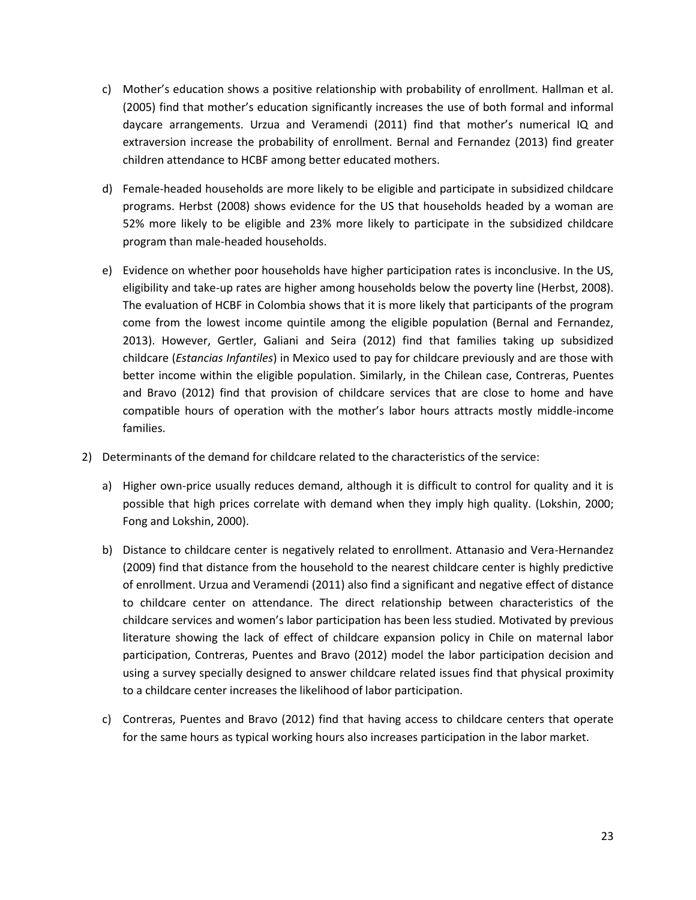c) Mother's education shows a positive relationship with probability of enrollment. Hallman et al. (2005) find that mother's education significantly increases the use of both formal and informal daycare arrangements. Urzua and Veramendi (2011) find that mother's numerical IQ and extraversion increase the probability of enrollment. Bernal and Fernandez (2013) find greater children attendance to HCBF among better educated mothers.

d) Female-headed households are more likely to be eligible and participate in subsidized childcare programs. Herbst (2008) shows evidence for the US that households headed by a woman are 52% more likely to be eligible and 23% more likely to participate in the subsidized childcare program than male-headed households.

e) Evidence on whether poor households have higher participation rates is inconclusive. In the US, eligibility and take-up rates are higher among households below the poverty line (Herbst, 2008). The evaluation of HCBF in Colombia shows that it is more likely that participants of the program come from the lowest income quintile among the eligible population (Bernal and Fernandez, 2013). However, Gertler, Galiani and Seira (2012) find that families taking up subsidized childcare (*Estancias Infantiles*) in Mexico used to pay for childcare previously and are those with better income within the eligible population. Similarly, in the Chilean case, Contreras, Puentes and Bravo (2012) find that provision of childcare services that are close to home and have compatible hours of operation with the mother's labor hours attracts mostly middle-income families.

2) Determinants of the demand for childcare related to the characteristics of the service:

   a) Higher own-price usually reduces demand, although it is difficult to control for quality and it is possible that high prices correlate with demand when they imply high quality. (Lokshin, 2000; Fong and Lokshin, 2000).

   b) Distance to childcare center is negatively related to enrollment. Attanasio and Vera-Hernandez (2009) find that distance from the household to the nearest childcare center is highly predictive of enrollment. Urzua and Veramendi (2011) also find a significant and negative effect of distance to childcare center on attendance. The direct relationship between characteristics of the childcare services and women's labor participation has been less studied. Motivated by previous literature showing the lack of effect of childcare expansion policy in Chile on maternal labor participation, Contreras, Puentes and Bravo (2012) model the labor participation decision and using a survey specially designed to answer childcare related issues find that physical proximity to a childcare center increases the likelihood of labor participation.

   c) Contreras, Puentes and Bravo (2012) find that having access to childcare centers that operate for the same hours as typical working hours also increases participation in the labor market.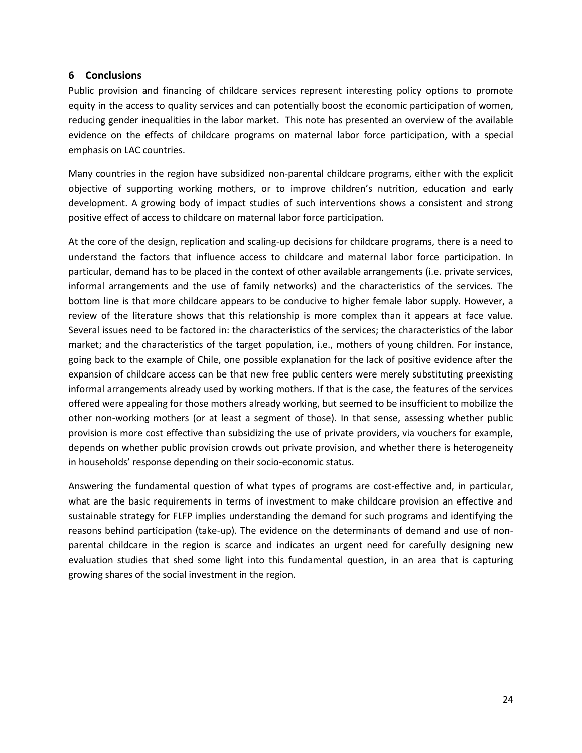## 6 Conclusions

Public provision and financing of childcare services represent interesting policy options to promote equity in the access to quality services and can potentially boost the economic participation of women, reducing gender inequalities in the labor market. This note has presented an overview of the available evidence on the effects of childcare programs on maternal labor force participation, with a special emphasis on LAC countries.

Many countries in the region have subsidized non-parental childcare programs, either with the explicit objective of supporting working mothers, or to improve children's nutrition, education and early development. A growing body of impact studies of such interventions shows a consistent and strong positive effect of access to childcare on maternal labor force participation.

At the core of the design, replication and scaling-up decisions for childcare programs, there is a need to understand the factors that influence access to childcare and maternal labor force participation. In particular, demand has to be placed in the context of other available arrangements (i.e. private services, informal arrangements and the use of family networks) and the characteristics of the services. The bottom line is that more childcare appears to be conducive to higher female labor supply. However, a review of the literature shows that this relationship is more complex than it appears at face value. Several issues need to be factored in: the characteristics of the services; the characteristics of the labor market; and the characteristics of the target population, i.e., mothers of young children. For instance, going back to the example of Chile, one possible explanation for the lack of positive evidence after the expansion of childcare access can be that new free public centers were merely substituting preexisting informal arrangements already used by working mothers. If that is the case, the features of the services offered were appealing for those mothers already working, but seemed to be insufficient to mobilize the other non-working mothers (or at least a segment of those). In that sense, assessing whether public provision is more cost effective than subsidizing the use of private providers, via vouchers for example, depends on whether public provision crowds out private provision, and whether there is heterogeneity in households' response depending on their socio-economic status.

Answering the fundamental question of what types of programs are cost-effective and, in particular, what are the basic requirements in terms of investment to make childcare provision an effective and sustainable strategy for FLFP implies understanding the demand for such programs and identifying the reasons behind participation (take-up). The evidence on the determinants of demand and use of non-parental childcare in the region is scarce and indicates an urgent need for carefully designing new evaluation studies that shed some light into this fundamental question, in an area that is capturing growing shares of the social investment in the region.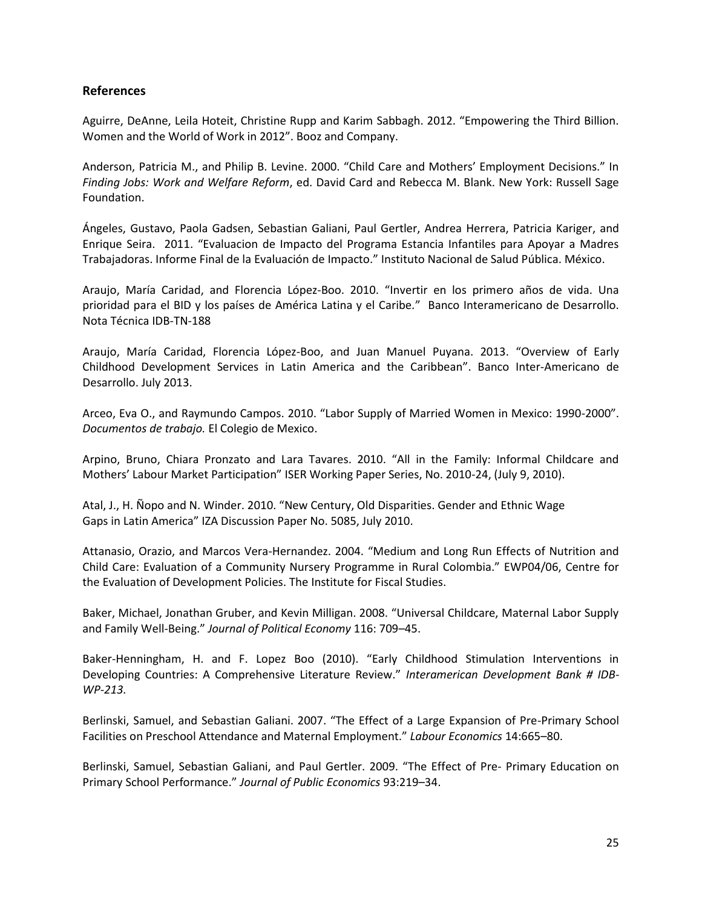## References

Aguirre, DeAnne, Leila Hoteit, Christine Rupp and Karim Sabbagh. 2012. "Empowering the Third Billion. Women and the World of Work in 2012". Booz and Company.

Anderson, Patricia M., and Philip B. Levine. 2000. "Child Care and Mothers' Employment Decisions." In *Finding Jobs: Work and Welfare Reform*, ed. David Card and Rebecca M. Blank. New York: Russell Sage Foundation.

Ángeles, Gustavo, Paola Gadsen, Sebastian Galiani, Paul Gertler, Andrea Herrera, Patricia Kariger, and Enrique Seira. 2011. "Evaluacion de Impacto del Programa Estancia Infantiles para Apoyar a Madres Trabajadoras. Informe Final de la Evaluación de Impacto." Instituto Nacional de Salud Pública. México.

Araujo, María Caridad, and Florencia López-Boo. 2010. "Invertir en los primero años de vida. Una prioridad para el BID y los países de América Latina y el Caribe." Banco Interamericano de Desarrollo. Nota Técnica IDB-TN-188

Araujo, María Caridad, Florencia López-Boo, and Juan Manuel Puyana. 2013. "Overview of Early Childhood Development Services in Latin America and the Caribbean". Banco Inter-Americano de Desarrollo. July 2013.

Arceo, Eva O., and Raymundo Campos. 2010. "Labor Supply of Married Women in Mexico: 1990-2000". *Documentos de trabajo.* El Colegio de Mexico.

Arpino, Bruno, Chiara Pronzato and Lara Tavares. 2010. "All in the Family: Informal Childcare and Mothers' Labour Market Participation" ISER Working Paper Series, No. 2010-24, (July 9, 2010).

Atal, J., H. Ñopo and N. Winder. 2010. "New Century, Old Disparities. Gender and Ethnic Wage Gaps in Latin America" IZA Discussion Paper No. 5085, July 2010.

Attanasio, Orazio, and Marcos Vera-Hernandez. 2004. "Medium and Long Run Effects of Nutrition and Child Care: Evaluation of a Community Nursery Programme in Rural Colombia." EWP04/06, Centre for the Evaluation of Development Policies. The Institute for Fiscal Studies.

Baker, Michael, Jonathan Gruber, and Kevin Milligan. 2008. "Universal Childcare, Maternal Labor Supply and Family Well-Being." *Journal of Political Economy* 116: 709–45.

Baker-Henningham, H. and F. Lopez Boo (2010). "Early Childhood Stimulation Interventions in Developing Countries: A Comprehensive Literature Review." *Interamerican Development Bank # IDB-WP-213.*

Berlinski, Samuel, and Sebastian Galiani. 2007. "The Effect of a Large Expansion of Pre-Primary School Facilities on Preschool Attendance and Maternal Employment." *Labour Economics* 14:665–80.

Berlinski, Samuel, Sebastian Galiani, and Paul Gertler. 2009. "The Effect of Pre- Primary Education on Primary School Performance." *Journal of Public Economics* 93:219–34.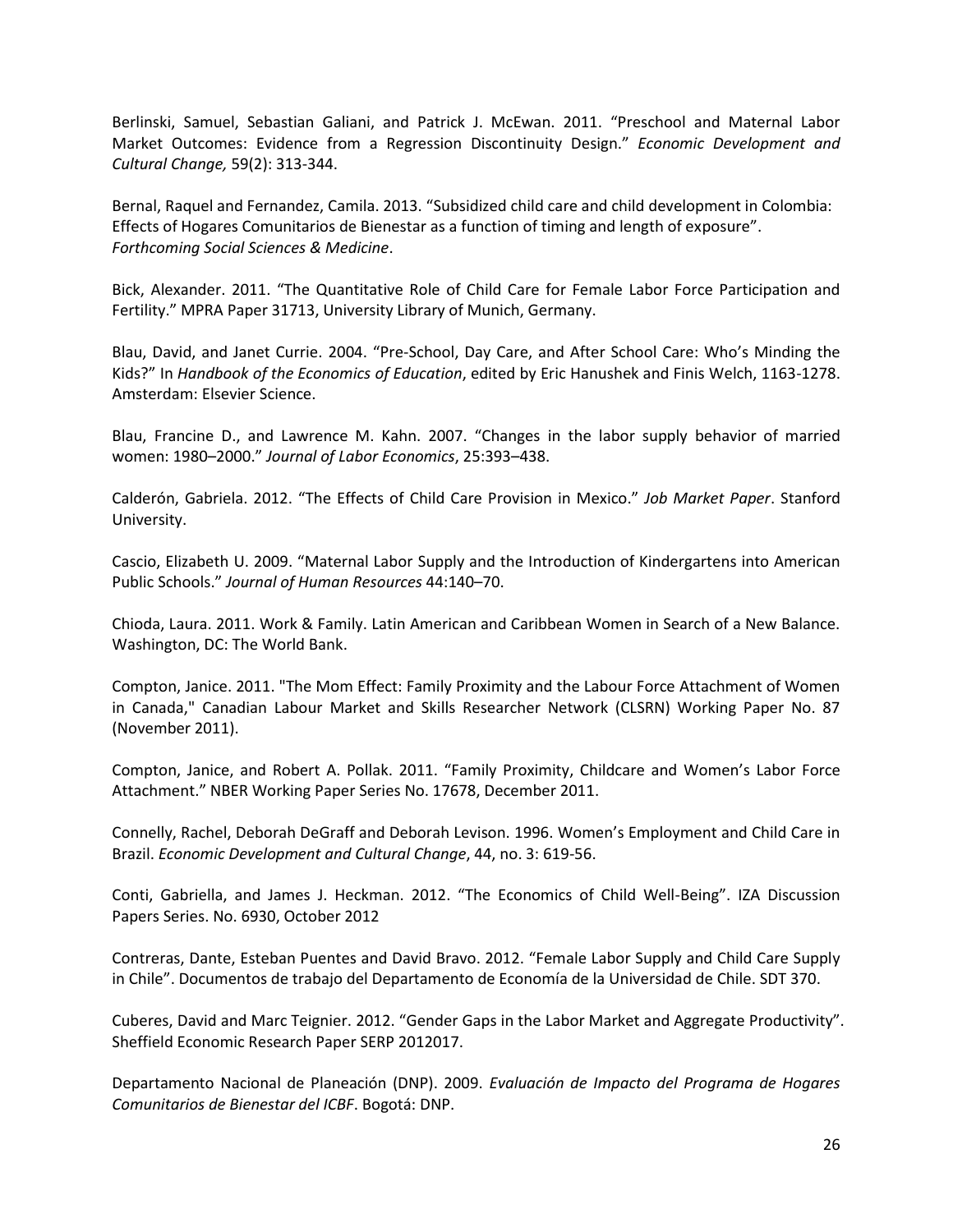Berlinski, Samuel, Sebastian Galiani, and Patrick J. McEwan. 2011. "Preschool and Maternal Labor Market Outcomes: Evidence from a Regression Discontinuity Design." *Economic Development and Cultural Change,* 59(2): 313-344.

Bernal, Raquel and Fernandez, Camila. 2013. "Subsidized child care and child development in Colombia: Effects of Hogares Comunitarios de Bienestar as a function of timing and length of exposure". *Forthcoming Social Sciences & Medicine*.

Bick, Alexander. 2011. "The Quantitative Role of Child Care for Female Labor Force Participation and Fertility." MPRA Paper 31713, University Library of Munich, Germany.

Blau, David, and Janet Currie. 2004. "Pre-School, Day Care, and After School Care: Who's Minding the Kids?" In *Handbook of the Economics of Education*, edited by Eric Hanushek and Finis Welch, 1163-1278. Amsterdam: Elsevier Science.

Blau, Francine D., and Lawrence M. Kahn. 2007. "Changes in the labor supply behavior of married women: 1980–2000." *Journal of Labor Economics*, 25:393–438.

Calderón, Gabriela. 2012. "The Effects of Child Care Provision in Mexico." *Job Market Paper*. Stanford University.

Cascio, Elizabeth U. 2009. "Maternal Labor Supply and the Introduction of Kindergartens into American Public Schools." *Journal of Human Resources* 44:140–70.

Chioda, Laura. 2011. Work & Family. Latin American and Caribbean Women in Search of a New Balance. Washington, DC: The World Bank.

Compton, Janice. 2011. "The Mom Effect: Family Proximity and the Labour Force Attachment of Women in Canada," Canadian Labour Market and Skills Researcher Network (CLSRN) Working Paper No. 87 (November 2011).

Compton, Janice, and Robert A. Pollak. 2011. "Family Proximity, Childcare and Women's Labor Force Attachment." NBER Working Paper Series No. 17678, December 2011.

Connelly, Rachel, Deborah DeGraff and Deborah Levison. 1996. Women's Employment and Child Care in Brazil. *Economic Development and Cultural Change*, 44, no. 3: 619-56.

Conti, Gabriella, and James J. Heckman. 2012. "The Economics of Child Well-Being". IZA Discussion Papers Series. No. 6930, October 2012

Contreras, Dante, Esteban Puentes and David Bravo. 2012. "Female Labor Supply and Child Care Supply in Chile". Documentos de trabajo del Departamento de Economía de la Universidad de Chile. SDT 370.

Cuberes, David and Marc Teignier. 2012. "Gender Gaps in the Labor Market and Aggregate Productivity". Sheffield Economic Research Paper SERP 2012017.

Departamento Nacional de Planeación (DNP). 2009. *Evaluación de Impacto del Programa de Hogares Comunitarios de Bienestar del ICBF*. Bogotá: DNP.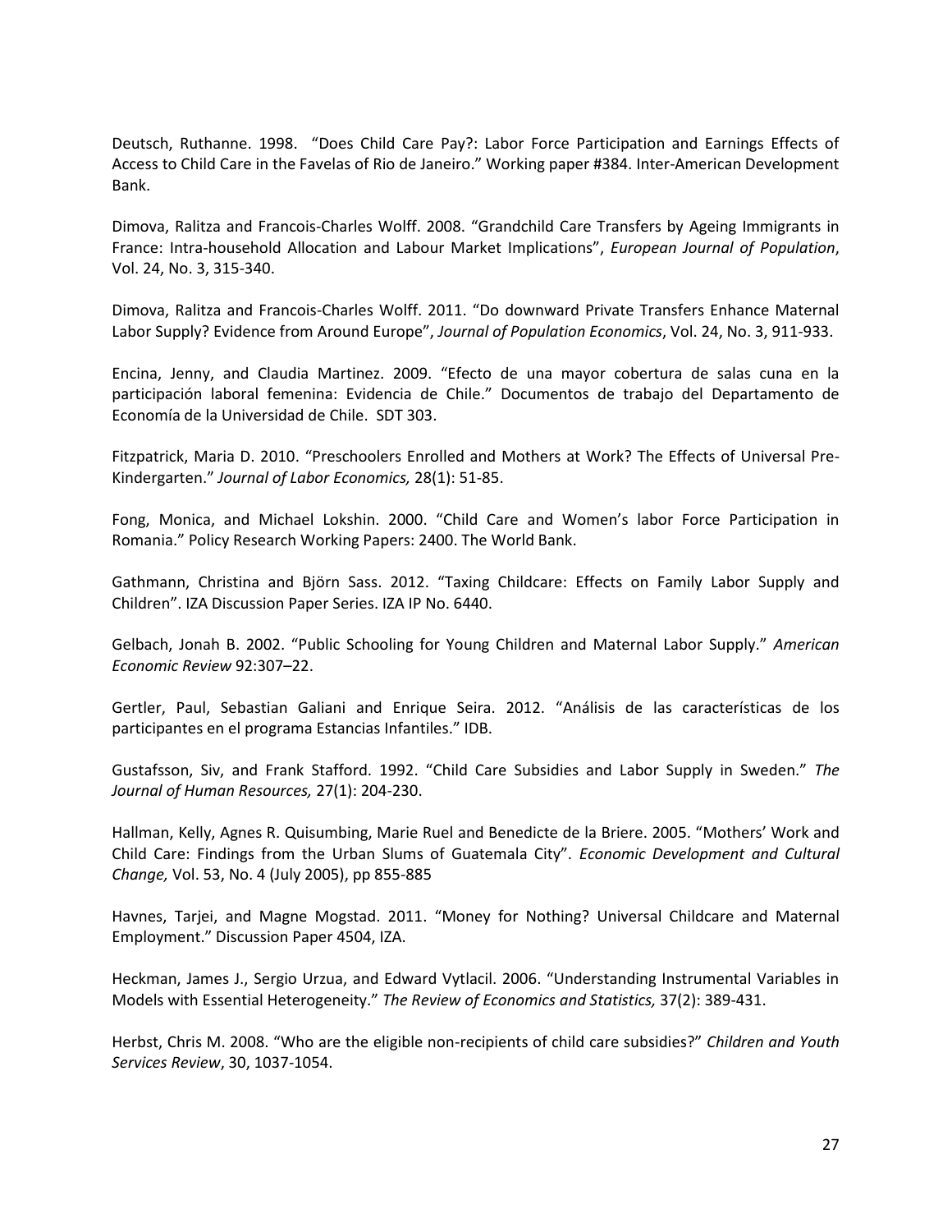Deutsch, Ruthanne. 1998. "Does Child Care Pay?: Labor Force Participation and Earnings Effects of Access to Child Care in the Favelas of Rio de Janeiro." Working paper #384. Inter-American Development Bank.

Dimova, Ralitza and Francois-Charles Wolff. 2008. "Grandchild Care Transfers by Ageing Immigrants in France: Intra-household Allocation and Labour Market Implications", *European Journal of Population*, Vol. 24, No. 3, 315-340.

Dimova, Ralitza and Francois-Charles Wolff. 2011. "Do downward Private Transfers Enhance Maternal Labor Supply? Evidence from Around Europe", *Journal of Population Economics*, Vol. 24, No. 3, 911-933.

Encina, Jenny, and Claudia Martinez. 2009. "Efecto de una mayor cobertura de salas cuna en la participación laboral femenina: Evidencia de Chile." Documentos de trabajo del Departamento de Economía de la Universidad de Chile. SDT 303.

Fitzpatrick, Maria D. 2010. "Preschoolers Enrolled and Mothers at Work? The Effects of Universal Pre-Kindergarten." *Journal of Labor Economics,* 28(1): 51-85.

Fong, Monica, and Michael Lokshin. 2000. "Child Care and Women's labor Force Participation in Romania." Policy Research Working Papers: 2400. The World Bank.

Gathmann, Christina and Björn Sass. 2012. "Taxing Childcare: Effects on Family Labor Supply and Children". IZA Discussion Paper Series. IZA IP No. 6440.

Gelbach, Jonah B. 2002. "Public Schooling for Young Children and Maternal Labor Supply." *American Economic Review* 92:307–22.

Gertler, Paul, Sebastian Galiani and Enrique Seira. 2012. "Análisis de las características de los participantes en el programa Estancias Infantiles." IDB.

Gustafsson, Siv, and Frank Stafford. 1992. "Child Care Subsidies and Labor Supply in Sweden." *The Journal of Human Resources,* 27(1): 204-230.

Hallman, Kelly, Agnes R. Quisumbing, Marie Ruel and Benedicte de la Briere. 2005. "Mothers' Work and Child Care: Findings from the Urban Slums of Guatemala City". *Economic Development and Cultural Change,* Vol. 53, No. 4 (July 2005), pp 855-885

Havnes, Tarjei, and Magne Mogstad. 2011. "Money for Nothing? Universal Childcare and Maternal Employment." Discussion Paper 4504, IZA.

Heckman, James J., Sergio Urzua, and Edward Vytlacil. 2006. "Understanding Instrumental Variables in Models with Essential Heterogeneity." *The Review of Economics and Statistics,* 37(2): 389-431.

Herbst, Chris M. 2008. "Who are the eligible non-recipients of child care subsidies?" *Children and Youth Services Review*, 30, 1037-1054.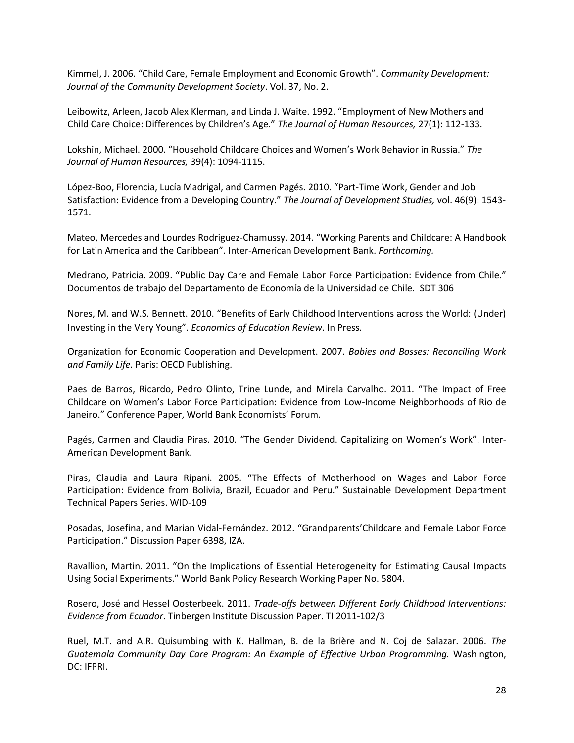Kimmel, J. 2006. “Child Care, Female Employment and Economic Growth”. *Community Development: Journal of the Community Development Society*. Vol. 37, No. 2.

Leibowitz, Arleen, Jacob Alex Klerman, and Linda J. Waite. 1992. “Employment of New Mothers and Child Care Choice: Differences by Children’s Age.” *The Journal of Human Resources,* 27(1): 112-133.

Lokshin, Michael. 2000. “Household Childcare Choices and Women’s Work Behavior in Russia.” *The Journal of Human Resources,* 39(4): 1094-1115.

López-Boo, Florencia, Lucía Madrigal, and Carmen Pagés. 2010. “Part-Time Work, Gender and Job Satisfaction: Evidence from a Developing Country.” *The Journal of Development Studies,* vol. 46(9): 1543-1571.

Mateo, Mercedes and Lourdes Rodriguez-Chamussy. 2014. “Working Parents and Childcare: A Handbook for Latin America and the Caribbean”. Inter-American Development Bank. *Forthcoming.*

Medrano, Patricia. 2009. “Public Day Care and Female Labor Force Participation: Evidence from Chile.” Documentos de trabajo del Departamento de Economía de la Universidad de Chile. SDT 306

Nores, M. and W.S. Bennett. 2010. “Benefits of Early Childhood Interventions across the World: (Under) Investing in the Very Young”. *Economics of Education Review*. In Press.

Organization for Economic Cooperation and Development. 2007. *Babies and Bosses: Reconciling Work and Family Life.* Paris: OECD Publishing.

Paes de Barros, Ricardo, Pedro Olinto, Trine Lunde, and Mirela Carvalho. 2011. “The Impact of Free Childcare on Women’s Labor Force Participation: Evidence from Low-Income Neighborhoods of Rio de Janeiro.” Conference Paper, World Bank Economists’ Forum.

Pagés, Carmen and Claudia Piras. 2010. “The Gender Dividend. Capitalizing on Women’s Work”. Inter-American Development Bank.

Piras, Claudia and Laura Ripani. 2005. “The Effects of Motherhood on Wages and Labor Force Participation: Evidence from Bolivia, Brazil, Ecuador and Peru.” Sustainable Development Department Technical Papers Series. WID-109

Posadas, Josefina, and Marian Vidal-Fernández. 2012. “Grandparents’Childcare and Female Labor Force Participation.” Discussion Paper 6398, IZA.

Ravallion, Martin. 2011. “On the Implications of Essential Heterogeneity for Estimating Causal Impacts Using Social Experiments.” World Bank Policy Research Working Paper No. 5804.

Rosero, José and Hessel Oosterbeek. 2011. *Trade-offs between Different Early Childhood Interventions: Evidence from Ecuador*. Tinbergen Institute Discussion Paper. TI 2011-102/3

Ruel, M.T. and A.R. Quisumbing with K. Hallman, B. de la Brière and N. Coj de Salazar. 2006. *The Guatemala Community Day Care Program: An Example of Effective Urban Programming.* Washington, DC: IFPRI.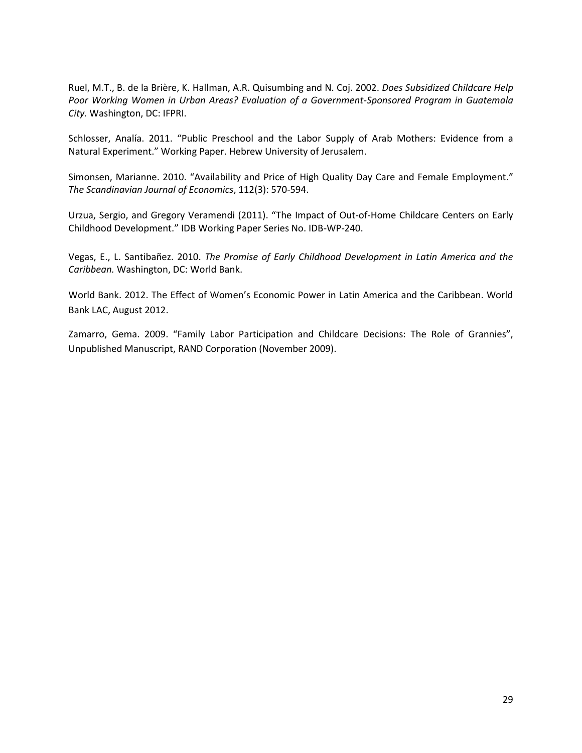Ruel, M.T., B. de la Brière, K. Hallman, A.R. Quisumbing and N. Coj. 2002. *Does Subsidized Childcare Help Poor Working Women in Urban Areas? Evaluation of a Government-Sponsored Program in Guatemala City.* Washington, DC: IFPRI.

Schlosser, Analía. 2011. "Public Preschool and the Labor Supply of Arab Mothers: Evidence from a Natural Experiment." Working Paper. Hebrew University of Jerusalem.

Simonsen, Marianne. 2010. "Availability and Price of High Quality Day Care and Female Employment." *The Scandinavian Journal of Economics*, 112(3): 570-594.

Urzua, Sergio, and Gregory Veramendi (2011). "The Impact of Out-of-Home Childcare Centers on Early Childhood Development." IDB Working Paper Series No. IDB-WP-240.

Vegas, E., L. Santibañez. 2010. *The Promise of Early Childhood Development in Latin America and the Caribbean.* Washington, DC: World Bank.

World Bank. 2012. The Effect of Women's Economic Power in Latin America and the Caribbean. World Bank LAC, August 2012.

Zamarro, Gema. 2009. "Family Labor Participation and Childcare Decisions: The Role of Grannies", Unpublished Manuscript, RAND Corporation (November 2009).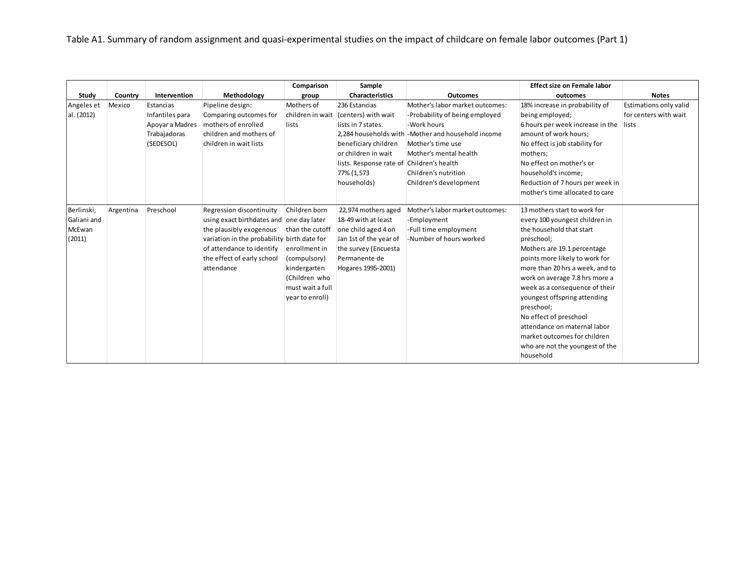Table A1. Summary of random assignment and quasi-experimental studies on the impact of childcare on female labor outcomes (Part 1)

| Study | Country | Intervention | Methodology | Comparison group | Sample Characteristics | Outcomes | Effect size on Female labor outcomes | Notes |
|---|---|---|---|---|---|---|---|---|
| Angeles et al. (2012) | Mexico | Estancias Infantiles para Apoyar a Madres Trabajadoras (SEDESOL) | Pipeline design: Comparing outcomes for mothers of enrolled children and mothers of children in wait lists | Mothers of children in wait lists | 236 Estancias (centers) with wait lists in 7 states. 2,284 households with beneficiary children or children in wait lists. Response rate of 77% (1,573 households) | Mother's labor market outcomes: -Probability of being employed -Work hours -Mother and household income Mother's time use Mother's mental health Children's health Children's nutrition Children's development | 18% increase in probability of being employed; 6 hours per week increase in the amount of work hours; No effect is job stability for mothers; No effect on mother's or household's income; Reduction of 7 hours per week in mother's time allocated to care | Estimations only valid for centers with wait lists |
| Berlinski, Galiani and McEwan (2011) | Argentina | Preschool | Regression discontinuity using exact birthdates and the plausibly exogenous variation in the probability of attendance to identify the effect of early school attendance | Children born one day later than the cutoff birth date for enrollment in (compulsory) kindergarten (Children who must wait a full year to enroll) | 22,974 mothers aged 18-49 with at least one child aged 4 on Jan 1st of the year of the survey (Encuesta Permanente de Hogares 1995-2001) | Mother's labor market outcomes: -Employment -Full time employment -Number of hours worked | 13 mothers start to work for every 100 youngest children in the household that start preschool; Mothers are 19.1 percentage points more likely to work for more than 20 hrs a week, and to work on average 7.8 hrs more a week as a consequence of their youngest offspring attending preschool; No effect of preschool attendance on maternal labor market outcomes for children who are not the youngest of the household | |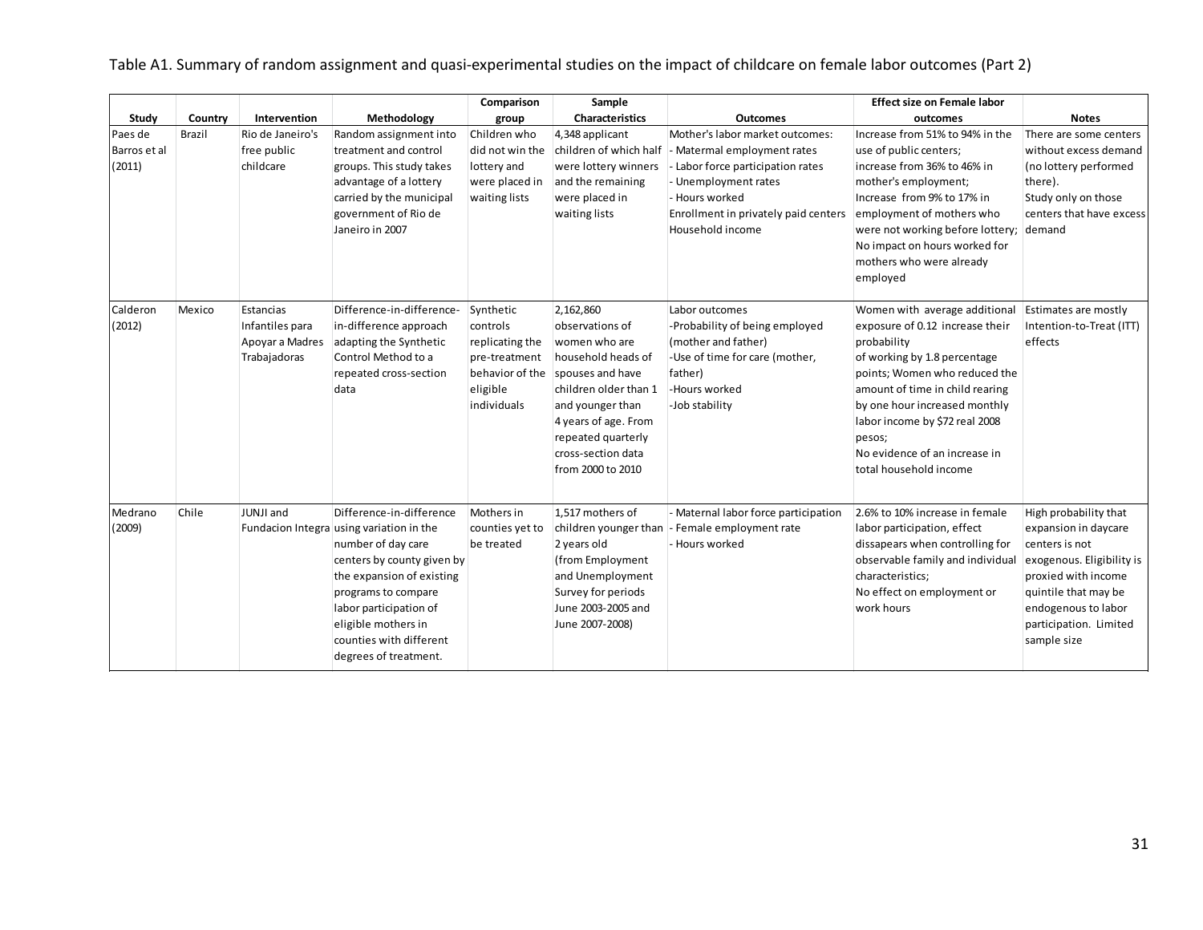Table A1. Summary of random assignment and quasi-experimental studies on the impact of childcare on female labor outcomes (Part 2)

| Study | Country | Intervention | Methodology | Comparison group | Sample Characteristics | Outcomes | Effect size on Female labor outcomes | Notes |
|---|---|---|---|---|---|---|---|---|
| Paes de Barros et al (2011) | Brazil | Rio de Janeiro's free public childcare | Random assignment into treatment and control groups. This study takes advantage of a lottery carried by the municipal government of Rio de Janeiro in 2007 | Children who did not win the lottery and were placed in waiting lists | 4,348 applicant children of which half were lottery winners and the remaining were placed in waiting lists | Mother's labor market outcomes: - Matermal employment rates - Labor force participation rates - Unemployment rates - Hours worked Enrollment in privately paid centers Household income | Increase from 51% to 94% in the use of public centers; increase from 36% to 46% in mother's employment; Increase from 9% to 17% in employment of mothers who were not working before lottery; No impact on hours worked for mothers who were already employed | There are some centers without excess demand (no lottery performed there). Study only on those centers that have excess demand |
| Calderon (2012) | Mexico | Estancias Infantiles para Apoyar a Madres Trabajadoras | Difference-in-difference-in-difference approach adapting the Synthetic Control Method to a repeated cross-section data | Synthetic controls replicating the pre-treatment behavior of the eligible individuals | 2,162,860 observations of women who are household heads of spouses and have children older than 1 and younger than 4 years of age. From repeated quarterly cross-section data from 2000 to 2010 | Labor outcomes -Probability of being employed (mother and father) -Use of time for care (mother, father) -Hours worked -Job stability | Women with average additional exposure of 0.12 increase their probability of working by 1.8 percentage points; Women who reduced the amount of time in child rearing by one hour increased monthly labor income by $72 real 2008 pesos; No evidence of an increase in total household income | Estimates are mostly Intention-to-Treat (ITT) effects |
| Medrano (2009) | Chile | JUNJI and Fundacion Integra | Difference-in-difference using variation in the number of day care centers by county given by the expansion of existing programs to compare labor participation of eligible mothers in counties with different degrees of treatment. | Mothers in counties yet to be treated | 1,517 mothers of children younger than 2 years old (from Employment and Unemployment Survey for periods June 2003-2005 and June 2007-2008) | - Maternal labor force participation - Female employment rate - Hours worked | 2.6% to 10% increase in female labor participation, effect dissapears when controlling for observable family and individual characteristics; No effect on employment or work hours | High probability that expansion in daycare centers is not exogenous. Eligibility is proxied with income quintile that may be endogenous to labor participation. Limited sample size |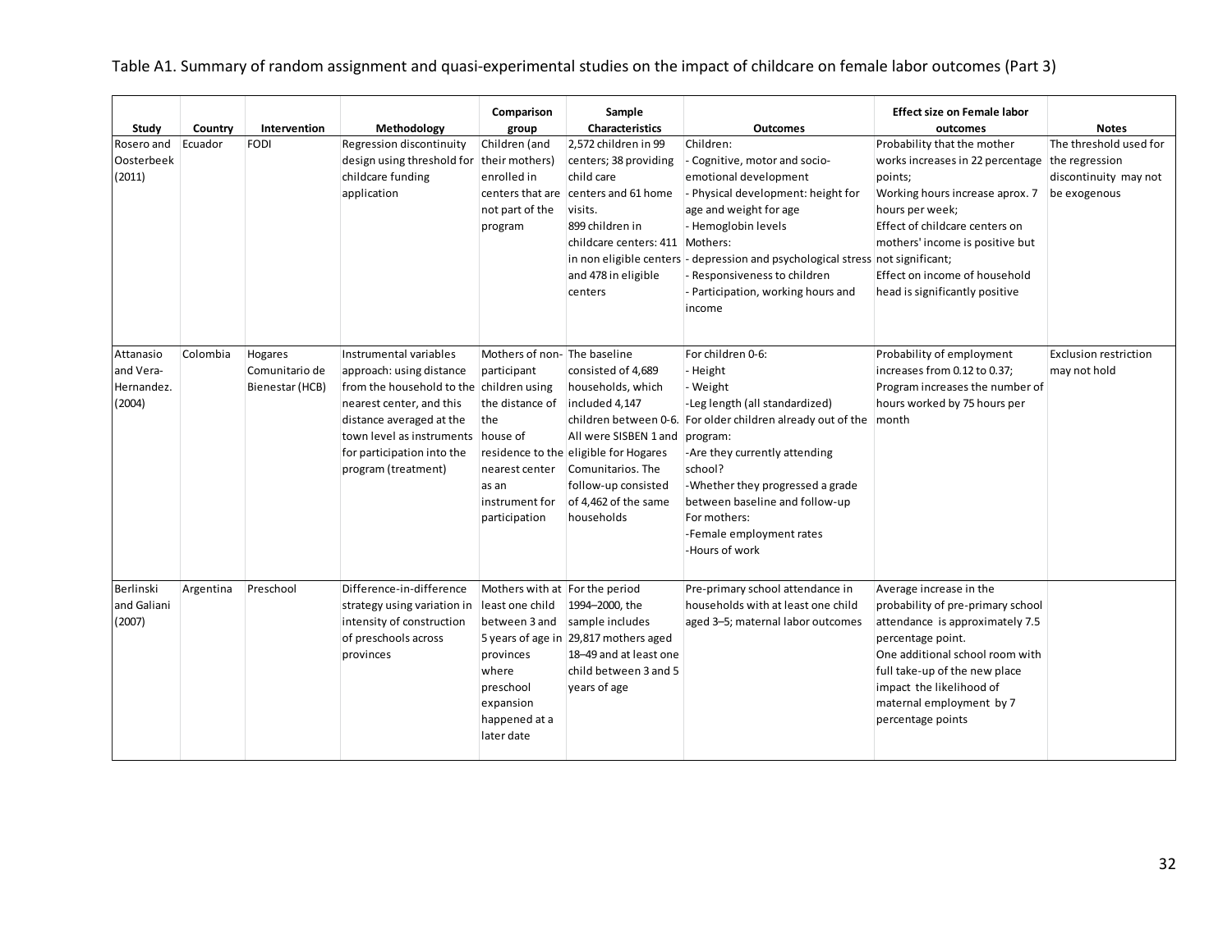Table A1. Summary of random assignment and quasi-experimental studies on the impact of childcare on female labor outcomes (Part 3)

| Study | Country | Intervention | Methodology | Comparison group | Sample Characteristics | Outcomes | Effect size on Female labor outcomes | Notes |
|---|---|---|---|---|---|---|---|---|
| Rosero and Oosterbeek (2011) | Ecuador | FODI | Regression discontinuity design using threshold for childcare funding application | Children (and their mothers) enrolled in centers that are not part of the program | 2,572 children in 99 centers; 38 providing child care centers and 61 home visits. 899 children in childcare centers: 411 in non eligible centers and 478 in eligible centers | Children: - Cognitive, motor and socio-emotional development - Physical development: height for age and weight for age - Hemoglobin levels Mothers: - depression and psychological stress - Responsiveness to children - Participation, working hours and income | Probability that the mother works increases in 22 percentage points; Working hours increase aprox. 7 hours per week; Effect of childcare centers on mothers' income is positive but not significant; Effect on income of household head is significantly positive | The threshold used for the regression discontinuity may not be exogenous |
| Attanasio and Vera-Hernandez. (2004) | Colombia | Hogares Comunitario de Bienestar (HCB) | Instrumental variables approach: using distance from the household to the nearest center, and this distance averaged at the town level as instruments for participation into the program (treatment) | Mothers of non-participant children using the distance of the house of residence to the nearest center as an instrument for participation | The baseline consisted of 4,689 households, which included 4,147 children between 0-6. All were SISBEN 1 and eligible for Hogares Comunitarios. The follow-up consisted of 4,462 of the same households | For children 0-6: - Height - Weight -Leg length (all standardized) For older children already out of the program: -Are they currently attending school? -Whether they progressed a grade between baseline and follow-up For mothers: -Female employment rates -Hours of work | Probability of employment increases from 0.12 to 0.37; Program increases the number of hours worked by 75 hours per month | Exclusion restriction may not hold |
| Berlinski and Galiani (2007) | Argentina | Preschool | Difference-in-difference strategy using variation in intensity of construction of preschools across provinces | Mothers with at least one child between 3 and 5 years of age in provinces where preschool expansion happened at a later date | For the period 1994–2000, the sample includes 29,817 mothers aged 18–49 and at least one child between 3 and 5 years of age | Pre-primary school attendance in households with at least one child aged 3–5; maternal labor outcomes | Average increase in the probability of pre-primary school attendance is approximately 7.5 percentage point. One additional school room with full take-up of the new place impact the likelihood of maternal employment by 7 percentage points | |